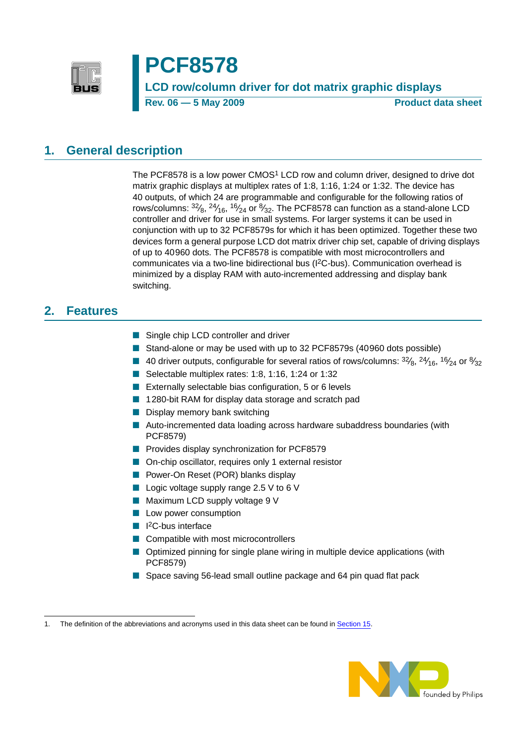# PCF8578

## LCD row/column driver for dot matrix graphic displays

**Rev. 06 — 5 May 2009** **Product data sheet**

## 1. General description

The PCF8578 is a low power CMOS[1] LCD row and column driver, designed to drive dot matrix graphic displays at multiplex rates of 1:8, 1:16, 1:24 or 1:32. The device has 40 outputs, of which 24 are programmable and configurable for the following ratios of rows/columns: $^{32}/_{8}$, $^{24}/_{16}$, $^{16}/_{24}$ or $^{8}/_{32}$. The PCF8578 can function as a stand-alone LCD controller and driver for use in small systems. For larger systems it can be used in conjunction with up to 32 PCF8579s for which it has been optimized. Together these two devices form a general purpose LCD dot matrix driver chip set, capable of driving displays of up to 40960 dots. The PCF8578 is compatible with most microcontrollers and communicates via a two-line bidirectional bus ($I^2C$-bus). Communication overhead is minimized by a display RAM with auto-incremented addressing and display bank switching.

## 2. Features

- Single chip LCD controller and driver
- Stand-alone or may be used with up to 32 PCF8579s (40960 dots possible)
- 40 driver outputs, configurable for several ratios of rows/columns: $^{32}/_{8}$, $^{24}/_{16}$, $^{16}/_{24}$ or $^{8}/_{32}$
- Selectable multiplex rates: 1:8, 1:16, 1:24 or 1:32
- Externally selectable bias configuration, 5 or 6 levels
- 1280-bit RAM for display data storage and scratch pad
- Display memory bank switching
- Auto-incremented data loading across hardware subaddress boundaries (with PCF8579)
- Provides display synchronization for PCF8579
- On-chip oscillator, requires only 1 external resistor
- Power-On Reset (POR) blanks display
- Logic voltage supply range 2.5 V to 6 V
- Maximum LCD supply voltage 9 V
- Low power consumption
- $I^2C$-bus interface
- Compatible with most microcontrollers
- Optimized pinning for single plane wiring in multiple device applications (with PCF8579)
- Space saving 56-lead small outline package and 64 pin quad flat pack

1. The definition of the abbreviations and acronyms used in this data sheet can be found in Section 15.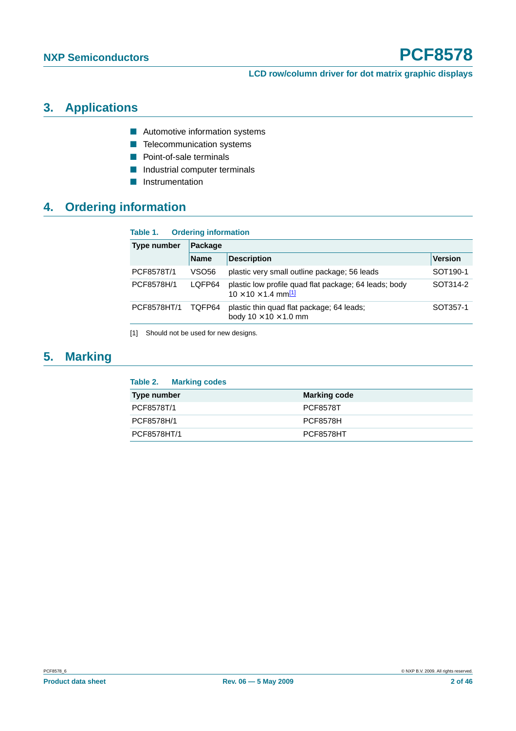## 3. Applications

- Automotive information systems
- Telecommunication systems
- Point-of-sale terminals
- Industrial computer terminals
- Instrumentation

## 4. Ordering information

**Table 1. Ordering information**

| Type number | Package | | |
|---|---|---|---|
| | Name | Description | Version |
| PCF8578T/1 | VSO56 | plastic very small outline package; 56 leads | SOT190-1 |
| PCF8578H/1 | LQFP64 | plastic low profile quad flat package; 64 leads; body 10 × 10 × 1.4 mm[1] | SOT314-2 |
| PCF8578HT/1 | TQFP64 | plastic thin quad flat package; 64 leads; body 10 × 10 × 1.0 mm | SOT357-1 |

[1] Should not be used for new designs.

## 5. Marking

**Table 2. Marking codes**

| Type number | Marking code |
|---|---|
| PCF8578T/1 | PCF8578T |
| PCF8578H/1 | PCF8578H |
| PCF8578HT/1 | PCF8578HT |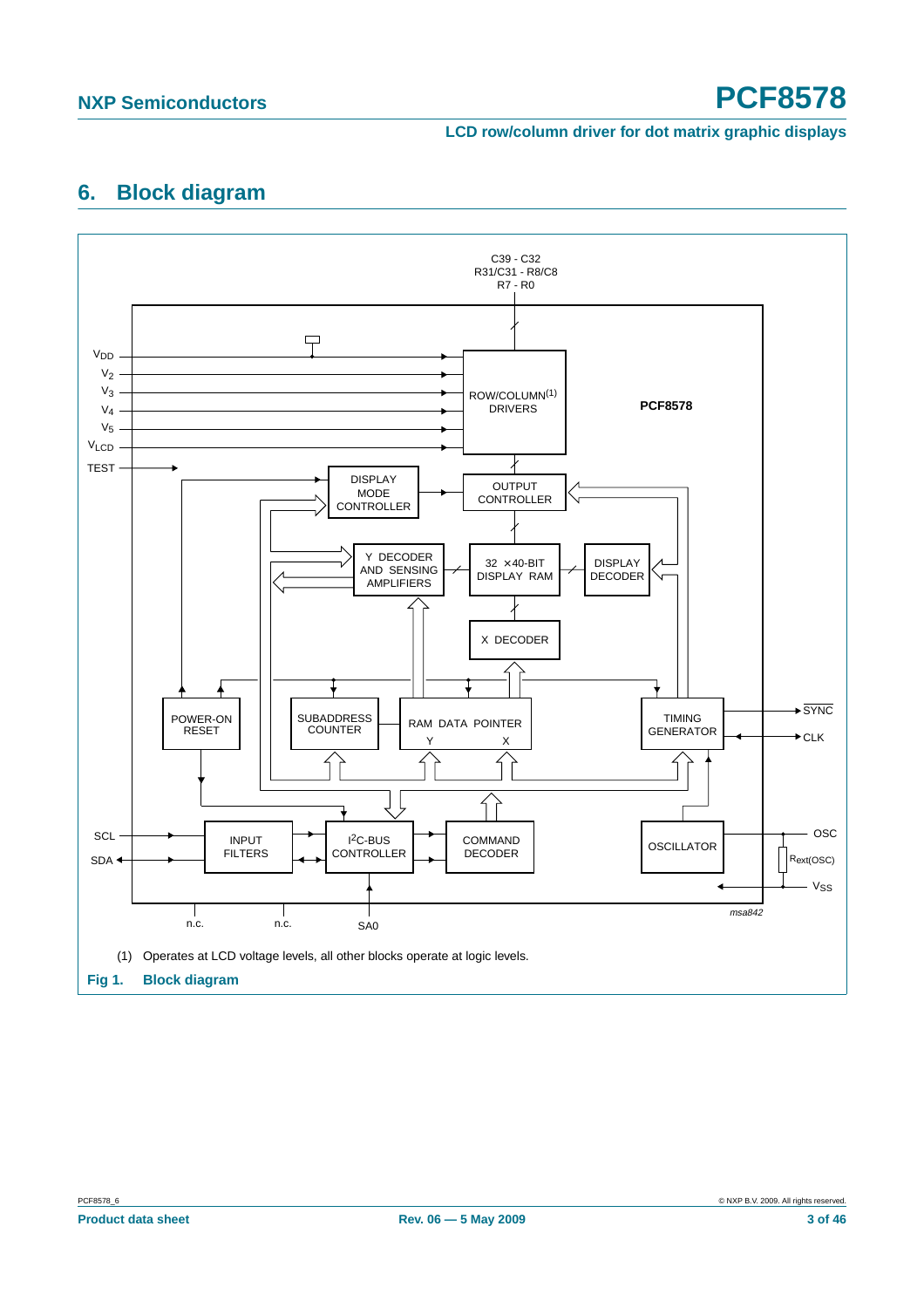## 6. Block diagram

(1) Operates at LCD voltage levels, all other blocks operate at logic levels.

**Fig 1. Block diagram**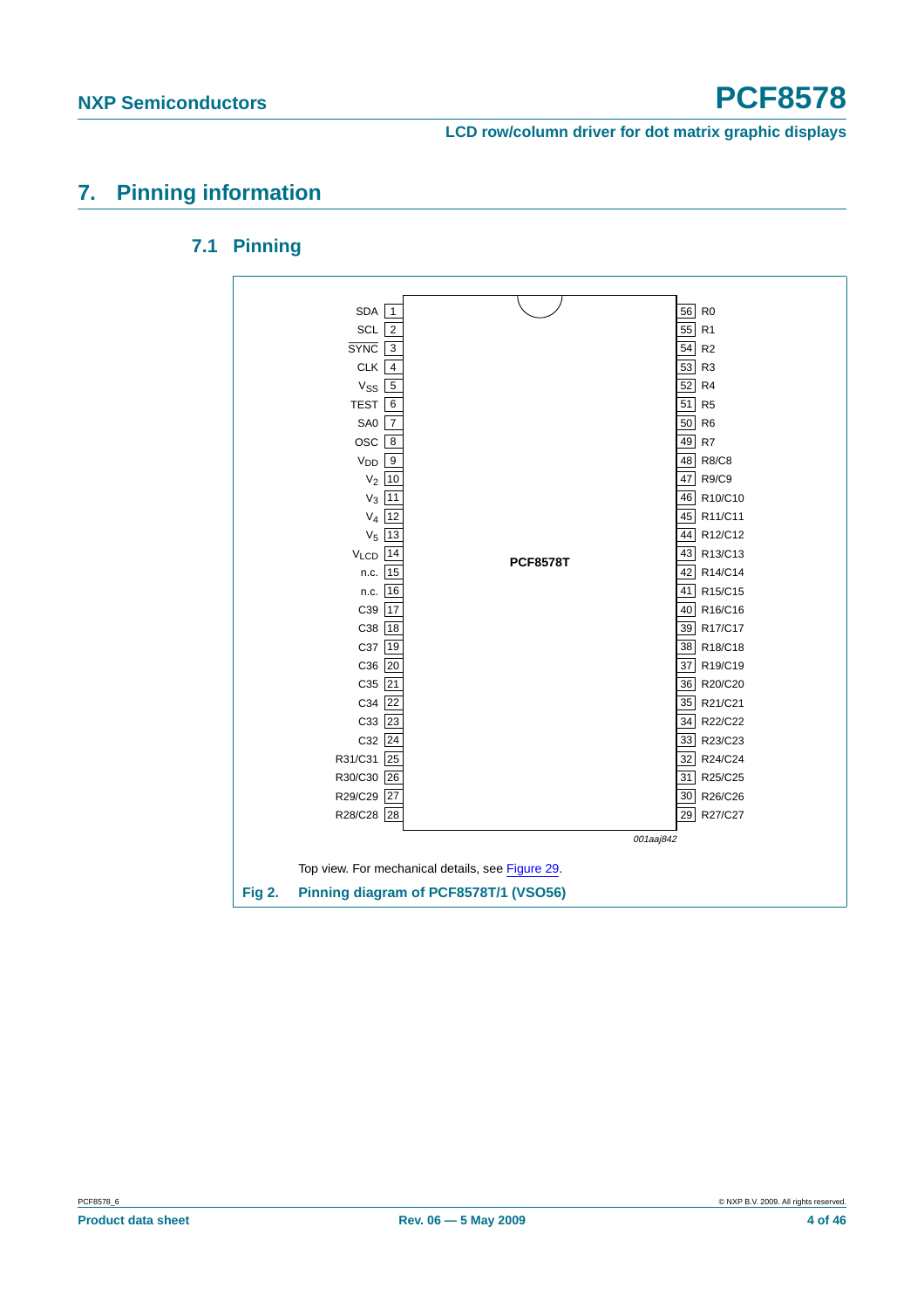## 7. Pinning information

### 7.1 Pinning

| Pin | Symbol | | Pin | Symbol |
|---|---|---|---|---|
| 1 | SDA | | 56 | R0 |
| 2 | SCL | | 55 | R1 |
| 3 | $\overline{\text{SYNC}}$ | | 54 | R2 |
| 4 | CLK | | 53 | R3 |
| 5 | $V_{SS}$ | | 52 | R4 |
| 6 | TEST | | 51 | R5 |
| 7 | SA0 | | 50 | R6 |
| 8 | OSC | | 49 | R7 |
| 9 | $V_{DD}$ | | 48 | R8/C8 |
| 10 | $V_2$ | | 47 | R9/C9 |
| 11 | $V_3$ | | 46 | R10/C10 |
| 12 | $V_4$ | | 45 | R11/C11 |
| 13 | $V_5$ | | 44 | R12/C12 |
| 14 | $V_{LCD}$ | | 43 | R13/C13 |
| 15 | n.c. | | 42 | R14/C14 |
| 16 | n.c. | | 41 | R15/C15 |
| 17 | C39 | | 40 | R16/C16 |
| 18 | C38 | | 39 | R17/C17 |
| 19 | C37 | | 38 | R18/C18 |
| 20 | C36 | | 37 | R19/C19 |
| 21 | C35 | | 36 | R20/C20 |
| 22 | C34 | | 35 | R21/C21 |
| 23 | C33 | | 34 | R22/C22 |
| 24 | C32 | | 33 | R23/C23 |
| 25 | R31/C31 | | 32 | R24/C24 |
| 26 | R30/C30 | | 31 | R25/C25 |
| 27 | R29/C29 | | 30 | R26/C26 |
| 28 | R28/C28 | | 29 | R27/C27 |

PCF8578T

001aaj842

Top view. For mechanical details, see Figure 29.

**Fig 2. Pinning diagram of PCF8578T/1 (VSO56)**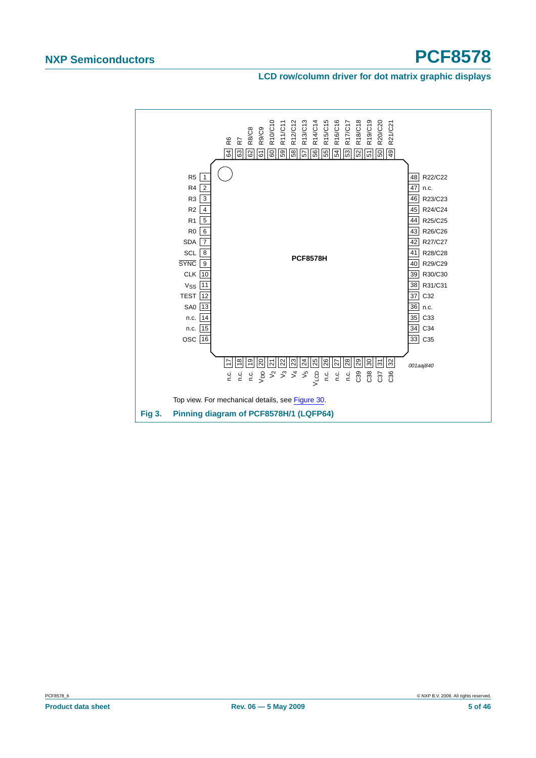PCF8578H

Top view. For mechanical details, see Figure 30.

**Fig 3. Pinning diagram of PCF8578H/1 (LQFP64)**

| Pin | Symbol | Pin | Symbol | Pin | Symbol | Pin | Symbol |
|---|---|---|---|---|---|---|---|
| 1 | R5 | 17 | n.c. | 33 | C35 | 49 | R21/C21 |
| 2 | R4 | 18 | n.c. | 34 | C34 | 50 | R20/C20 |
| 3 | R3 | 19 | n.c. | 35 | C33 | 51 | R19/C19 |
| 4 | R2 | 20 | $V_{DD}$ | 36 | n.c. | 52 | R18/C18 |
| 5 | R1 | 21 | $V_2$ | 37 | C32 | 53 | R17/C17 |
| 6 | R0 | 22 | $V_3$ | 38 | R31/C31 | 54 | R16/C16 |
| 7 | SDA | 23 | $V_4$ | 39 | R30/C30 | 55 | R15/C15 |
| 8 | SCL | 24 | $V_5$ | 40 | R29/C29 | 56 | R14/C14 |
| 9 | $\overline{SYNC}$ | 25 | $V_{LCD}$ | 41 | R28/C28 | 57 | R13/C13 |
| 10 | CLK | 26 | n.c. | 42 | R27/C27 | 58 | R12/C12 |
| 11 | $V_{SS}$ | 27 | n.c. | 43 | R26/C26 | 59 | R11/C11 |
| 12 | TEST | 28 | n.c. | 44 | R25/C25 | 60 | R10/C10 |
| 13 | SA0 | 29 | C39 | 45 | R24/C24 | 61 | R9/C9 |
| 14 | n.c. | 30 | C38 | 46 | R23/C23 | 62 | R8/C8 |
| 15 | n.c. | 31 | C37 | 47 | n.c. | 63 | R7 |
| 16 | OSC | 32 | C36 | 48 | R22/C22 | 64 | R6 |

001aaj840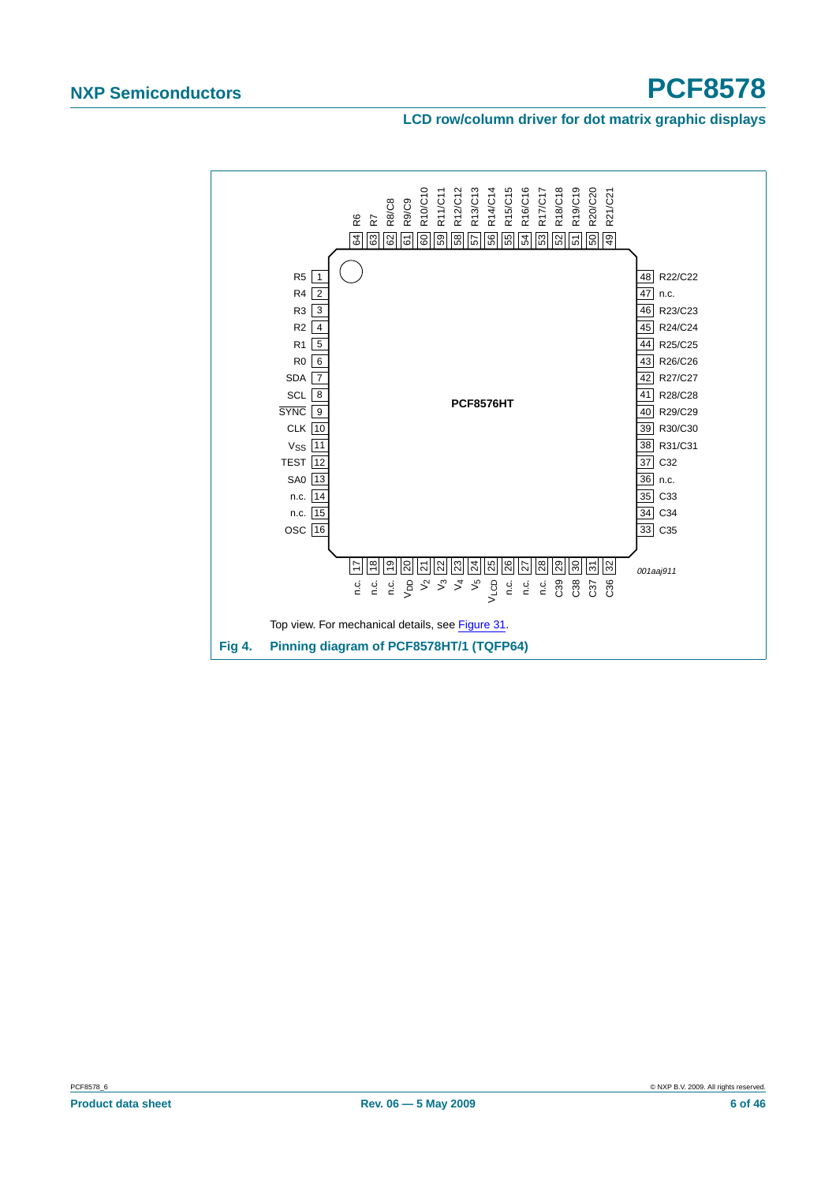| Pin | Symbol | Pin | Symbol |
|---|---|---|---|
| 1 | R5 | 33 | C35 |
| 2 | R4 | 34 | C34 |
| 3 | R3 | 35 | C33 |
| 4 | R2 | 36 | n.c. |
| 5 | R1 | 37 | C32 |
| 6 | R0 | 38 | R31/C31 |
| 7 | SDA | 39 | R30/C30 |
| 8 | SCL | 40 | R29/C29 |
| 9 | $\overline{SYNC}$ | 41 | R28/C28 |
| 10 | CLK | 42 | R27/C27 |
| 11 | $V_{SS}$ | 43 | R26/C26 |
| 12 | TEST | 44 | R25/C25 |
| 13 | SA0 | 45 | R24/C24 |
| 14 | n.c. | 46 | R23/C23 |
| 15 | n.c. | 47 | n.c. |
| 16 | OSC | 48 | R22/C22 |
| 17 | n.c. | 49 | R21/C21 |
| 18 | n.c. | 50 | R20/C20 |
| 19 | n.c. | 51 | R19/C19 |
| 20 | $V_{DD}$ | 52 | R18/C18 |
| 21 | $V_2$ | 53 | R17/C17 |
| 22 | $V_3$ | 54 | R16/C16 |
| 23 | $V_4$ | 55 | R15/C15 |
| 24 | $V_5$ | 56 | R14/C14 |
| 25 | $V_{LCD}$ | 57 | R13/C13 |
| 26 | n.c. | 58 | R12/C12 |
| 27 | n.c. | 59 | R11/C11 |
| 28 | n.c. | 60 | R10/C10 |
| 29 | C39 | 61 | R9/C9 |
| 30 | C38 | 62 | R8/C8 |
| 31 | C37 | 63 | R7 |
| 32 | C36 | 64 | R6 |

PCF8576HT

001aaj911

Top view. For mechanical details, see Figure 31.

**Fig 4. Pinning diagram of PCF8578HT/1 (TQFP64)**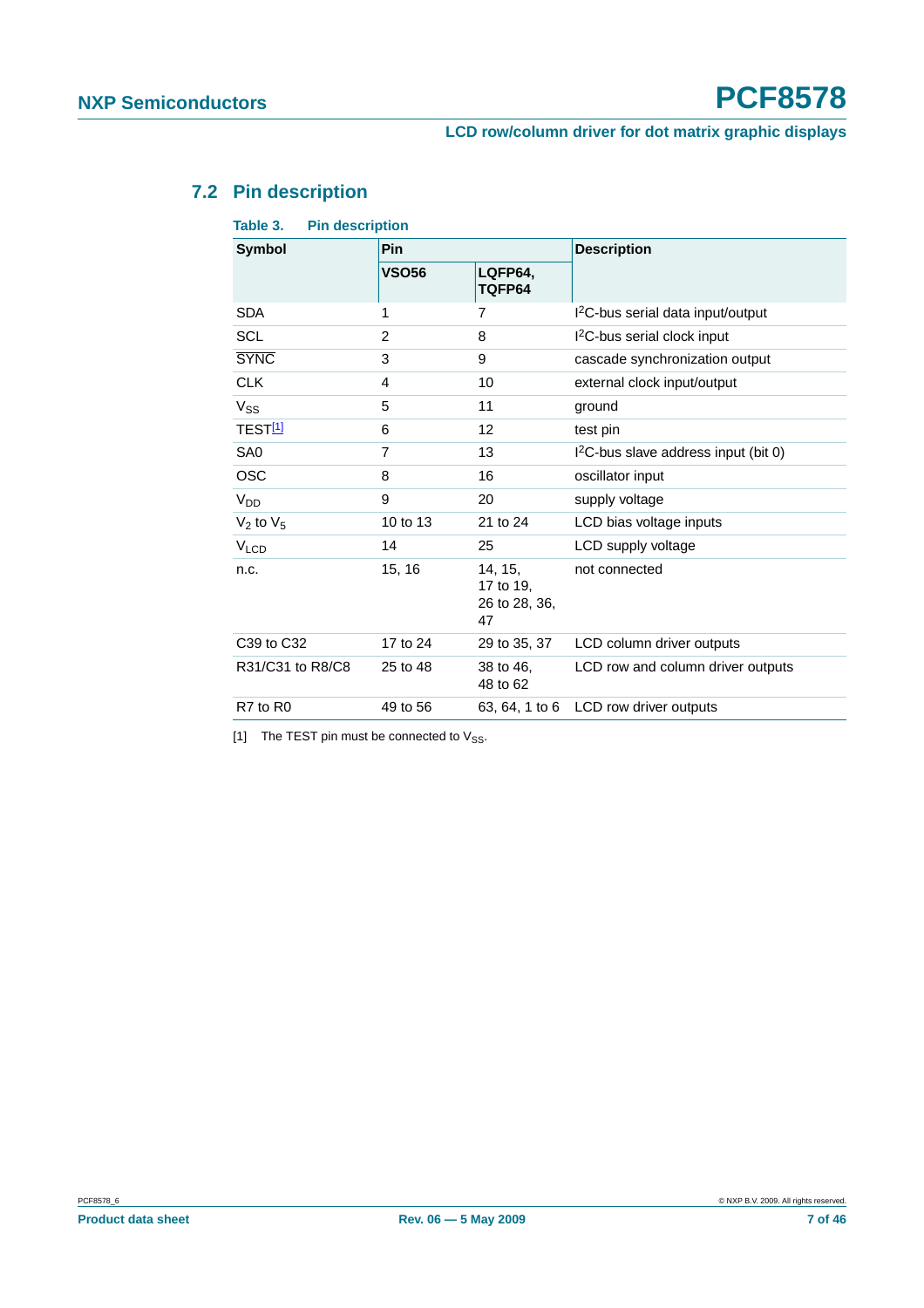## 7.2 Pin description

**Table 3. Pin description**

| Symbol | Pin | | Description |
|---|---|---|---|
| | VSO56 | LQFP64, TQFP64 | |
| SDA | 1 | 7 | $I^2C$-bus serial data input/output |
| SCL | 2 | 8 | $I^2C$-bus serial clock input |
| $\overline{SYNC}$ | 3 | 9 | cascade synchronization output |
| CLK | 4 | 10 | external clock input/output |
| $V_{SS}$ | 5 | 11 | ground |
| TEST[1] | 6 | 12 | test pin |
| SA0 | 7 | 13 | $I^2C$-bus slave address input (bit 0) |
| OSC | 8 | 16 | oscillator input |
| $V_{DD}$ | 9 | 20 | supply voltage |
| $V_2$ to $V_5$ | 10 to 13 | 21 to 24 | LCD bias voltage inputs |
| $V_{LCD}$ | 14 | 25 | LCD supply voltage |
| n.c. | 15, 16 | 14, 15, 17 to 19, 26 to 28, 36, 47 | not connected |
| C39 to C32 | 17 to 24 | 29 to 35, 37 | LCD column driver outputs |
| R31/C31 to R8/C8 | 25 to 48 | 38 to 46, 48 to 62 | LCD row and column driver outputs |
| R7 to R0 | 49 to 56 | 63, 64, 1 to 6 | LCD row driver outputs |

[1] The TEST pin must be connected to $V_{SS}$.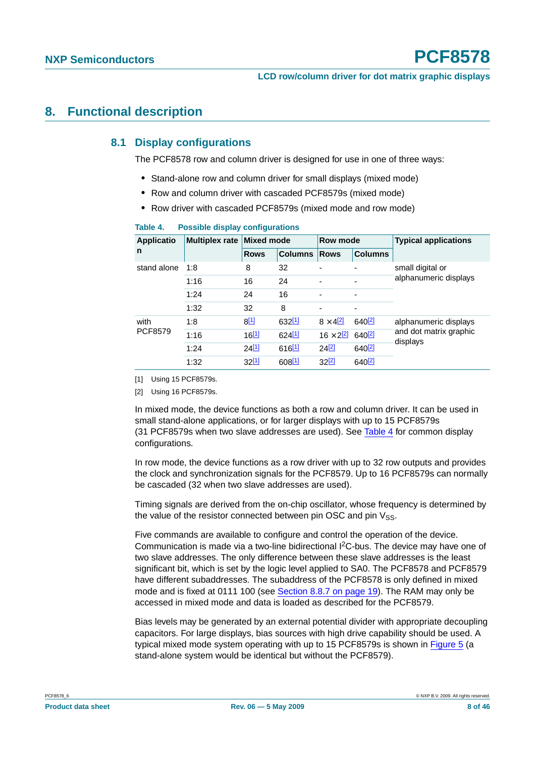# 8. Functional description

## 8.1 Display configurations

The PCF8578 row and column driver is designed for use in one of three ways:

- Stand-alone row and column driver for small displays (mixed mode)
- Row and column driver with cascaded PCF8579s (mixed mode)
- Row driver with cascaded PCF8579s (mixed mode and row mode)

**Table 4. Possible display configurations**

| Application | Multiplex rate | Mixed mode | | Row mode | | Typical applications |
|---|---|---|---|---|---|---|
| | | Rows | Columns | Rows | Columns | |
| stand alone | 1:8 | 8 | 32 | - | - | small digital or alphanumeric displays |
| | 1:16 | 16 | 24 | - | - | |
| | 1:24 | 24 | 16 | - | - | |
| | 1:32 | 32 | 8 | - | - | |
| with PCF8579 | 1:8 | 8[1] | 632[1] | 8 × 4[2] | 640[2] | alphanumeric displays and dot matrix graphic displays |
| | 1:16 | 16[1] | 624[1] | 16 × 2[2] | 640[2] | |
| | 1:24 | 24[1] | 616[1] | 24[2] | 640[2] | |
| | 1:32 | 32[1] | 608[1] | 32[2] | 640[2] | |

[1] Using 15 PCF8579s.

[2] Using 16 PCF8579s.

In mixed mode, the device functions as both a row and column driver. It can be used in small stand-alone applications, or for larger displays with up to 15 PCF8579s (31 PCF8579s when two slave addresses are used). See Table 4 for common display configurations.

In row mode, the device functions as a row driver with up to 32 row outputs and provides the clock and synchronization signals for the PCF8579. Up to 16 PCF8579s can normally be cascaded (32 when two slave addresses are used).

Timing signals are derived from the on-chip oscillator, whose frequency is determined by the value of the resistor connected between pin OSC and pin $V_{SS}$.

Five commands are available to configure and control the operation of the device. Communication is made via a two-line bidirectional $I^2C$-bus. The device may have one of two slave addresses. The only difference between these slave addresses is the least significant bit, which is set by the logic level applied to SA0. The PCF8578 and PCF8579 have different subaddresses. The subaddress of the PCF8578 is only defined in mixed mode and is fixed at 0111 100 (see Section 8.8.7 on page 19). The RAM may only be accessed in mixed mode and data is loaded as described for the PCF8579.

Bias levels may be generated by an external potential divider with appropriate decoupling capacitors. For large displays, bias sources with high drive capability should be used. A typical mixed mode system operating with up to 15 PCF8579s is shown in Figure 5 (a stand-alone system would be identical but without the PCF8579).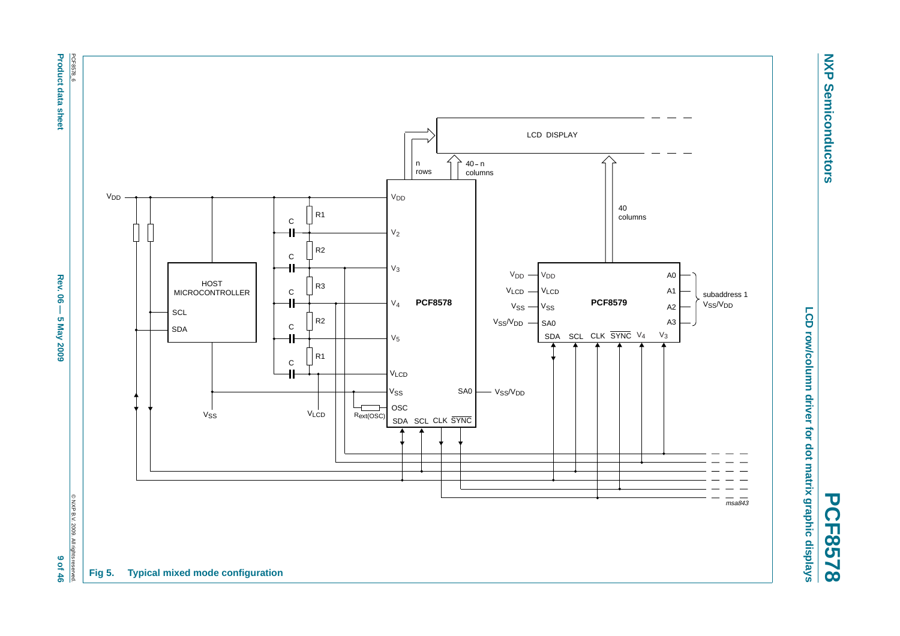Fig 5. **Typical mixed mode configuration**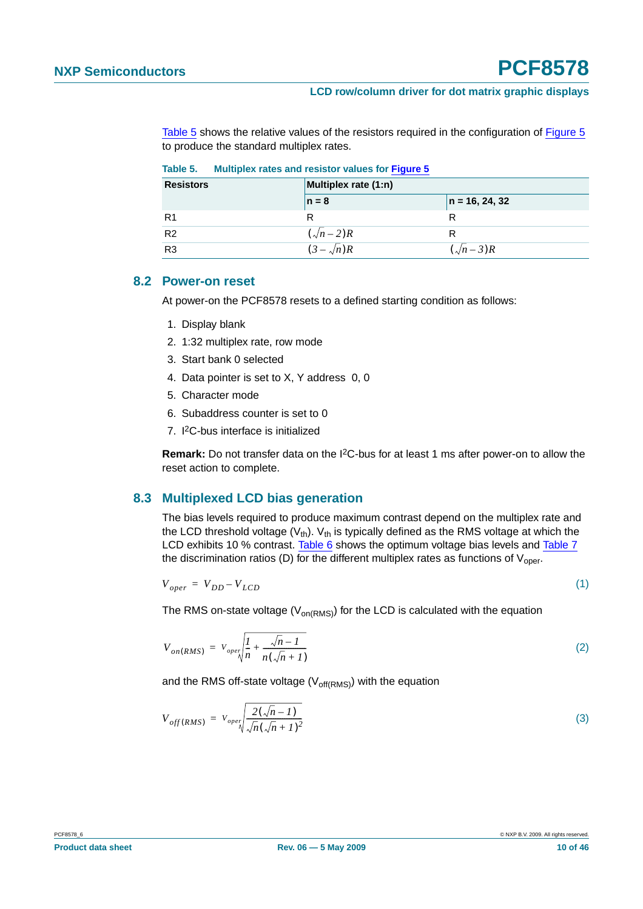Table 5 shows the relative values of the resistors required in the configuration of Figure 5 to produce the standard multiplex rates.

**Table 5. Multiplex rates and resistor values for Figure 5**

| Resistors | Multiplex rate (1:n) | |
|---|---|---|
| | n = 8 | n = 16, 24, 32 |
| R1 | R | R |
| R2 | $(\sqrt{n}-2)R$ | R |
| R3 | $(3-\sqrt{n})R$ | $(\sqrt{n}-3)R$ |

## 8.2 Power-on reset

At power-on the PCF8578 resets to a defined starting condition as follows:

1. Display blank
2. 1:32 multiplex rate, row mode
3. Start bank 0 selected
4. Data pointer is set to X, Y address 0, 0
5. Character mode
6. Subaddress counter is set to 0
7. I²C-bus interface is initialized

**Remark:** Do not transfer data on the I²C-bus for at least 1 ms after power-on to allow the reset action to complete.

## 8.3 Multiplexed LCD bias generation

The bias levels required to produce maximum contrast depend on the multiplex rate and the LCD threshold voltage ($V_{th}$). $V_{th}$ is typically defined as the RMS voltage at which the LCD exhibits 10 % contrast. Table 6 shows the optimum voltage bias levels and Table 7 the discrimination ratios (D) for the different multiplex rates as functions of $V_{oper}$.

$$V_{oper} = V_{DD} - V_{LCD} \tag{1}$$

The RMS on-state voltage ($V_{on(RMS)}$) for the LCD is calculated with the equation

$$V_{on(RMS)} = V_{oper}\sqrt{\frac{1}{n} + \frac{\sqrt{n}-1}{n(\sqrt{n}+1)}} \tag{2}$$

and the RMS off-state voltage ($V_{off(RMS)}$) with the equation

$$V_{off(RMS)} = V_{oper}\sqrt{\frac{2(\sqrt{n}-1)}{\sqrt{n}(\sqrt{n}+1)^2}} \tag{3}$$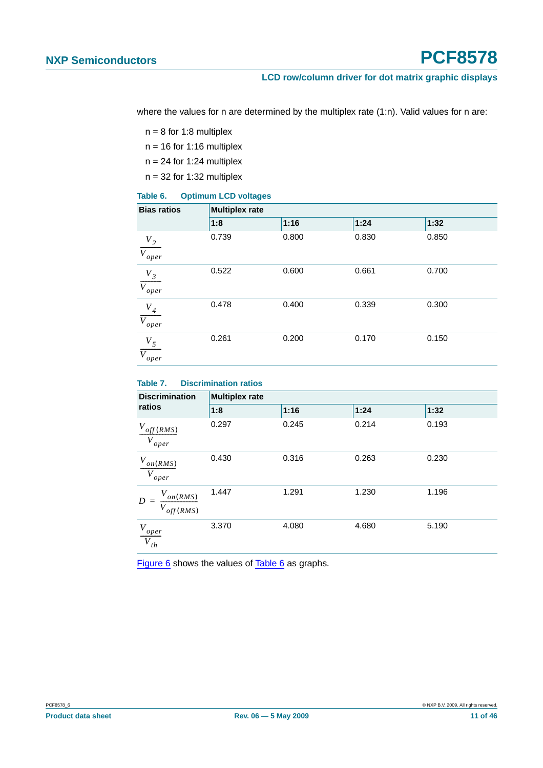where the values for n are determined by the multiplex rate (1:n). Valid values for n are:

n = 8 for 1:8 multiplex

n = 16 for 1:16 multiplex

n = 24 for 1:24 multiplex

n = 32 for 1:32 multiplex

**Table 6. Optimum LCD voltages**

| Bias ratios | Multiplex rate | | | |
|---|---|---|---|---|
| | **1:8** | **1:16** | **1:24** | **1:32** |
| $\frac{V_2}{V_{oper}}$ | 0.739 | 0.800 | 0.830 | 0.850 |
| $\frac{V_3}{V_{oper}}$ | 0.522 | 0.600 | 0.661 | 0.700 |
| $\frac{V_4}{V_{oper}}$ | 0.478 | 0.400 | 0.339 | 0.300 |
| $\frac{V_5}{V_{oper}}$ | 0.261 | 0.200 | 0.170 | 0.150 |

**Table 7. Discrimination ratios**

| Discrimination ratios | Multiplex rate | | | |
|---|---|---|---|---|
| | **1:8** | **1:16** | **1:24** | **1:32** |
| $\frac{V_{off(RMS)}}{V_{oper}}$ | 0.297 | 0.245 | 0.214 | 0.193 |
| $\frac{V_{on(RMS)}}{V_{oper}}$ | 0.430 | 0.316 | 0.263 | 0.230 |
| $D = \frac{V_{on(RMS)}}{V_{off(RMS)}}$ | 1.447 | 1.291 | 1.230 | 1.196 |
| $\frac{V_{oper}}{V_{th}}$ | 3.370 | 4.080 | 4.680 | 5.190 |

Figure 6 shows the values of Table 6 as graphs.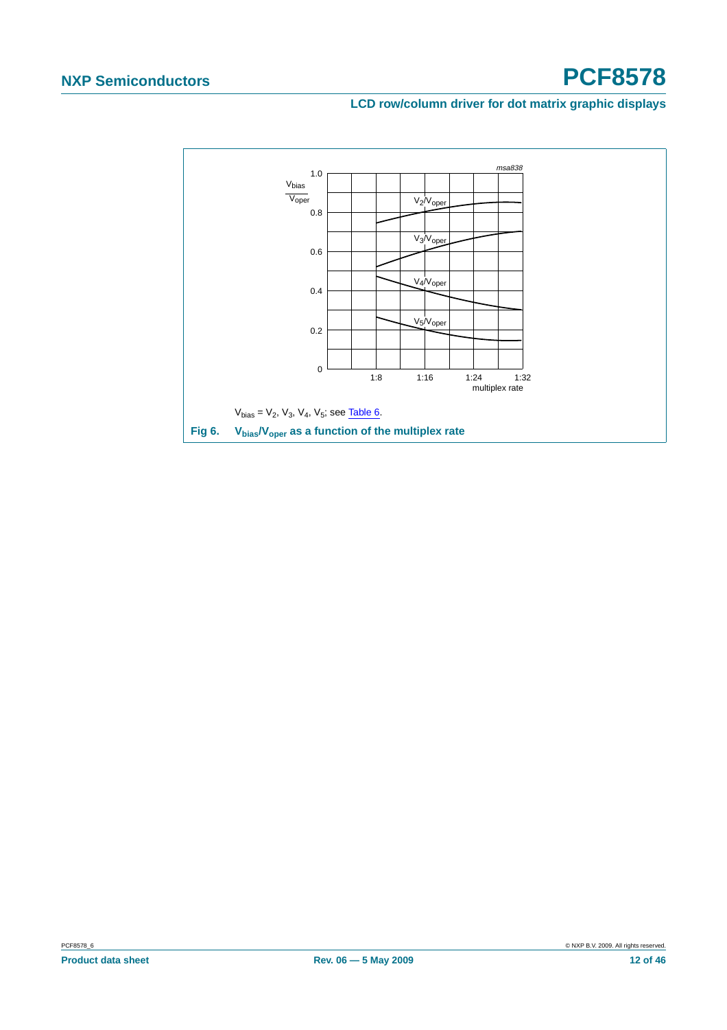$V_{bias} = V_2, V_3, V_4, V_5$; see Table 6.

**Fig 6. $V_{bias}/V_{oper}$ as a function of the multiplex rate**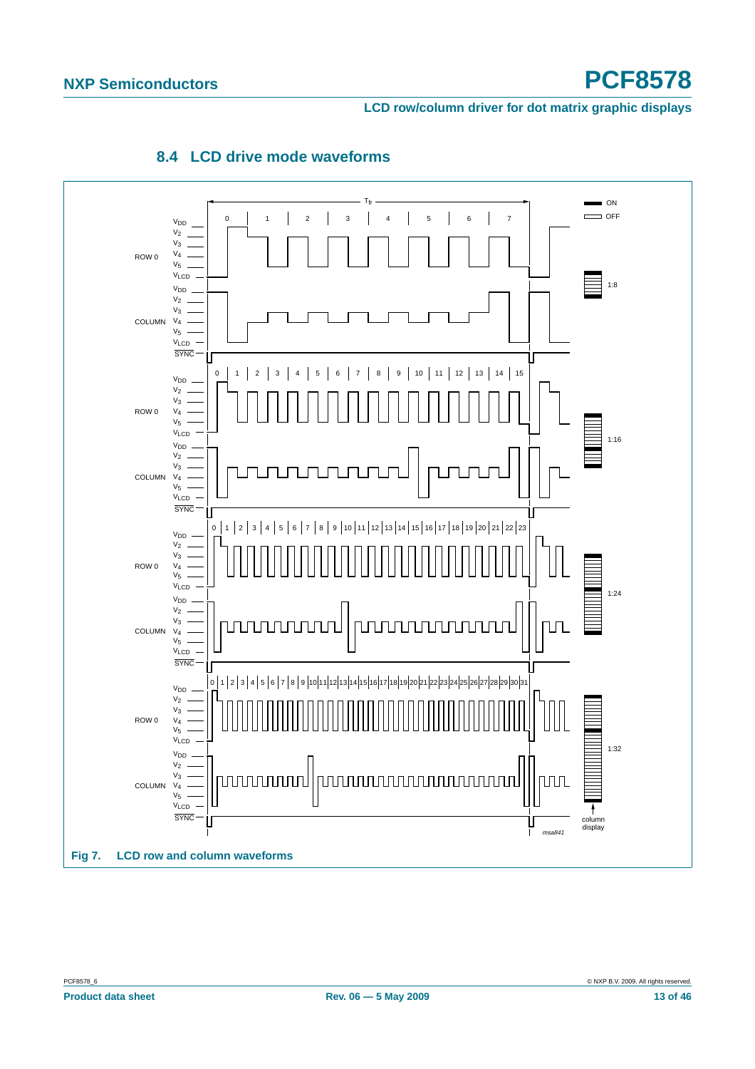## 8.4 LCD drive mode waveforms

**Fig 7. LCD row and column waveforms**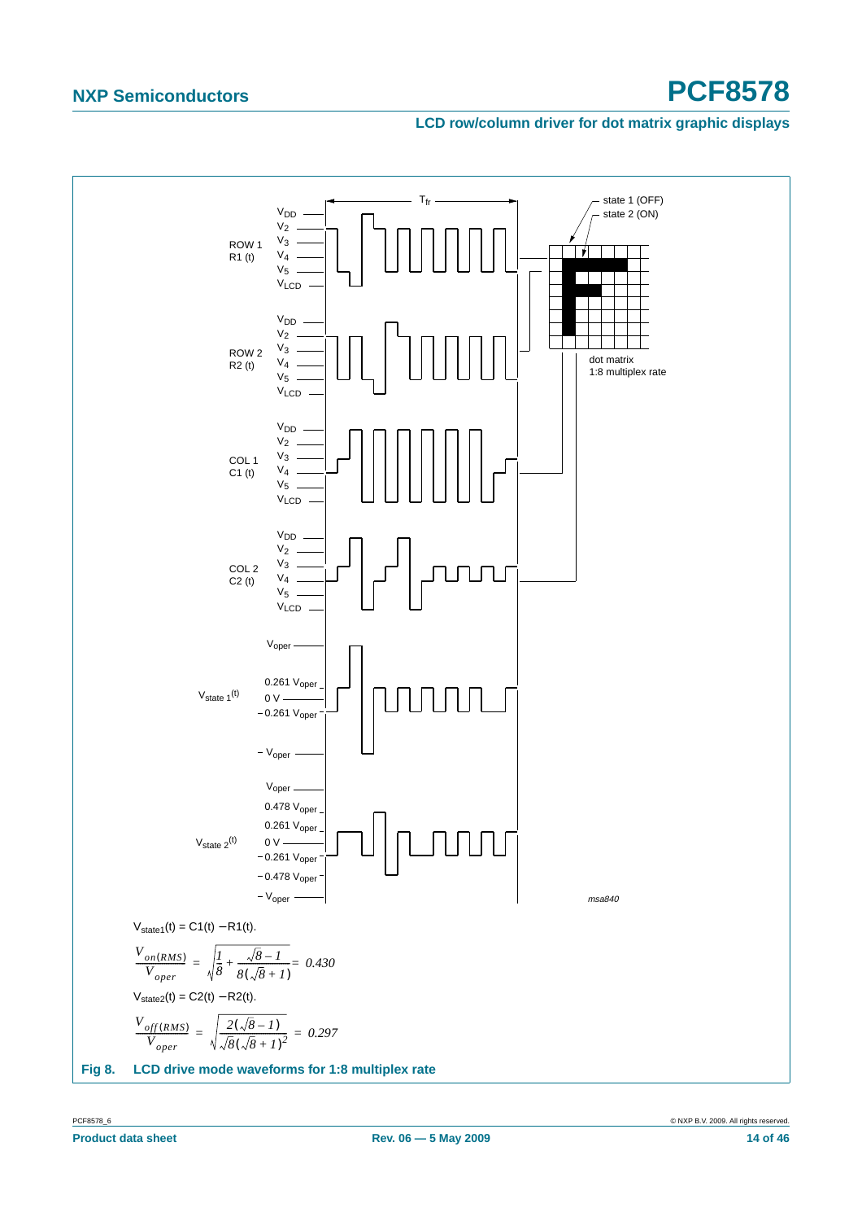$V_{state1}(t) = C1(t) - R1(t)$.

$$\frac{V_{on(RMS)}}{V_{oper}} = \sqrt{\frac{1}{8} + \frac{\sqrt{8}-1}{8(\sqrt{8}+1)}} = 0.430$$

$V_{state2}(t) = C2(t) - R2(t)$.

$$\frac{V_{off(RMS)}}{V_{oper}} = \sqrt{\frac{2(\sqrt{8}-1)}{\sqrt{8}(\sqrt{8}+1)^2}} = 0.297$$

**Fig 8. LCD drive mode waveforms for 1:8 multiplex rate**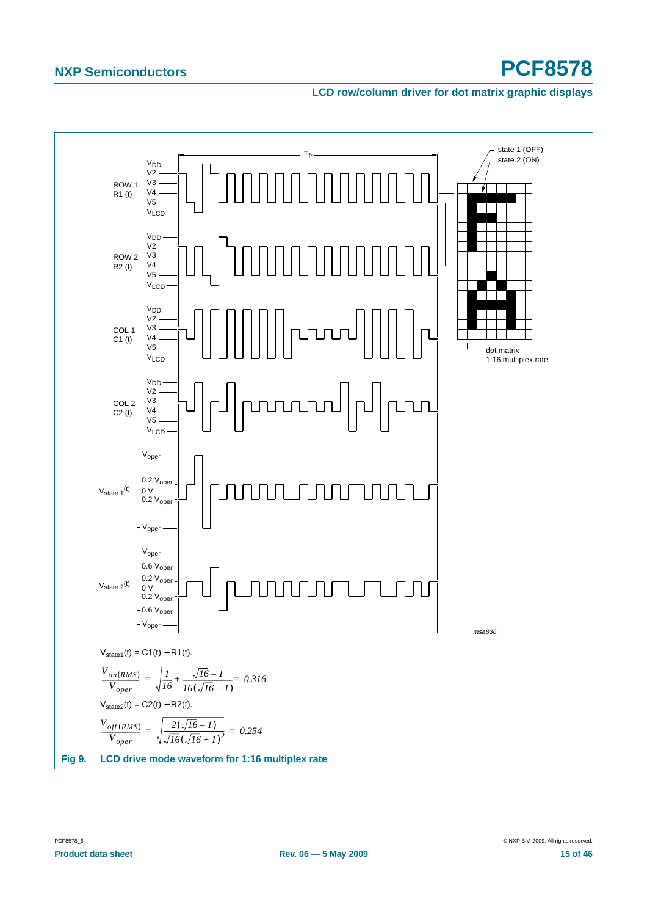$V_{state1}(t) = C1(t) - R1(t)$.

$$\frac{V_{on(RMS)}}{V_{oper}} = \sqrt{\frac{1}{16} + \frac{\sqrt{16}-1}{16(\sqrt{16}+1)}} = 0.316$$

$V_{state2}(t) = C2(t) - R2(t)$.

$$\frac{V_{off(RMS)}}{V_{oper}} = \sqrt{\frac{2(\sqrt{16}-1)}{\sqrt{16}(\sqrt{16}+1)^2}} = 0.254$$

**Fig 9. LCD drive mode waveform for 1:16 multiplex rate**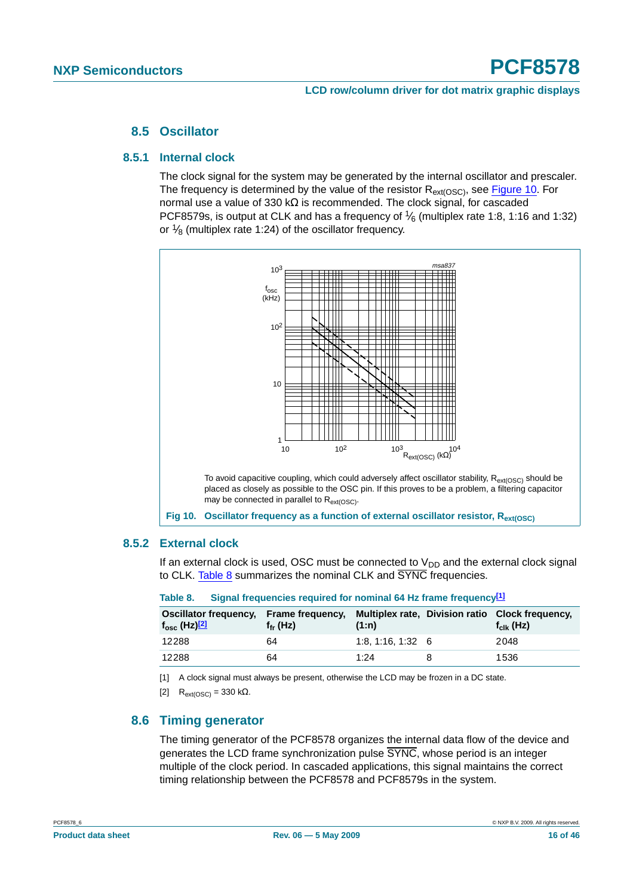## 8.5 Oscillator

### 8.5.1 Internal clock

The clock signal for the system may be generated by the internal oscillator and prescaler. The frequency is determined by the value of the resistor $R_{ext(OSC)}$, see Figure 10. For normal use a value of 330 kΩ is recommended. The clock signal, for cascaded PCF8579s, is output at CLK and has a frequency of $\frac{1}{6}$ (multiplex rate 1:8, 1:16 and 1:32) or $\frac{1}{8}$ (multiplex rate 1:24) of the oscillator frequency.

To avoid capacitive coupling, which could adversely affect oscillator stability, $R_{ext(OSC)}$ should be placed as closely as possible to the OSC pin. If this proves to be a problem, a filtering capacitor may be connected in parallel to $R_{ext(OSC)}$.

**Fig 10. Oscillator frequency as a function of external oscillator resistor, $R_{ext(OSC)}$**

### 8.5.2 External clock

If an external clock is used, OSC must be connected to $V_{DD}$ and the external clock signal to CLK. Table 8 summarizes the nominal CLK and $\overline{\text{SYNC}}$ frequencies.

**Table 8. Signal frequencies required for nominal 64 Hz frame frequency[1]**

| Oscillator frequency, $f_{osc}$ (Hz)[2] | Frame frequency, $f_{fr}$ (Hz) | Multiplex rate, (1:n) | Division ratio | Clock frequency, $f_{clk}$ (Hz) |
|---|---|---|---|---|
| 12288 | 64 | 1:8, 1:16, 1:32 | 6 | 2048 |
| 12288 | 64 | 1:24 | 8 | 1536 |

[1] A clock signal must always be present, otherwise the LCD may be frozen in a DC state.

[2] $R_{ext(OSC)}$ = 330 kΩ.

## 8.6 Timing generator

The timing generator of the PCF8578 organizes the internal data flow of the device and generates the LCD frame synchronization pulse $\overline{\text{SYNC}}$, whose period is an integer multiple of the clock period. In cascaded applications, this signal maintains the correct timing relationship between the PCF8578 and PCF8579s in the system.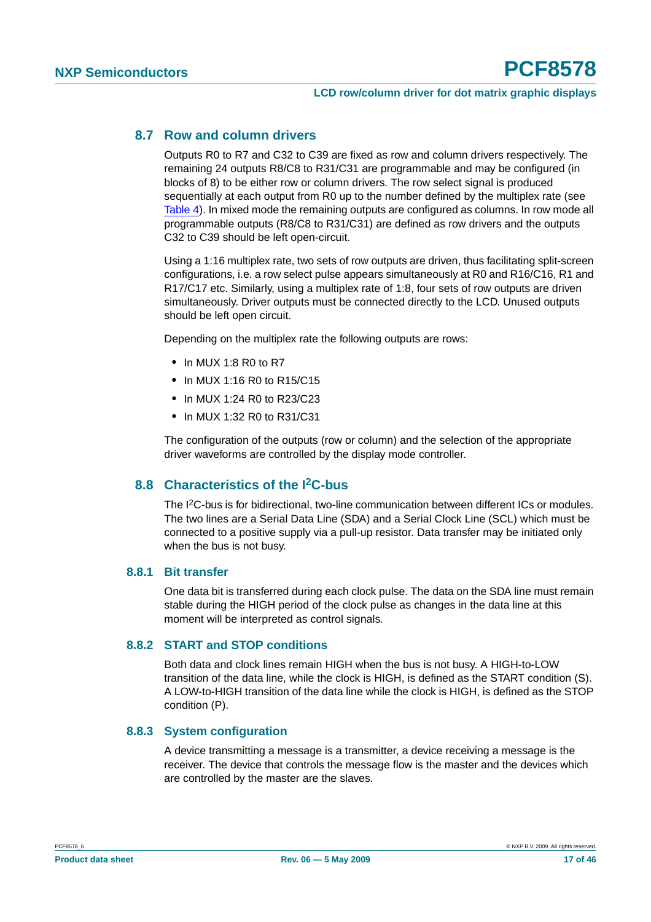## 8.7 Row and column drivers

Outputs R0 to R7 and C32 to C39 are fixed as row and column drivers respectively. The remaining 24 outputs R8/C8 to R31/C31 are programmable and may be configured (in blocks of 8) to be either row or column drivers. The row select signal is produced sequentially at each output from R0 up to the number defined by the multiplex rate (see Table 4). In mixed mode the remaining outputs are configured as columns. In row mode all programmable outputs (R8/C8 to R31/C31) are defined as row drivers and the outputs C32 to C39 should be left open-circuit.

Using a 1:16 multiplex rate, two sets of row outputs are driven, thus facilitating split-screen configurations, i.e. a row select pulse appears simultaneously at R0 and R16/C16, R1 and R17/C17 etc. Similarly, using a multiplex rate of 1:8, four sets of row outputs are driven simultaneously. Driver outputs must be connected directly to the LCD. Unused outputs should be left open circuit.

Depending on the multiplex rate the following outputs are rows:

- In MUX 1:8 R0 to R7
- In MUX 1:16 R0 to R15/C15
- In MUX 1:24 R0 to R23/C23
- In MUX 1:32 R0 to R31/C31

The configuration of the outputs (row or column) and the selection of the appropriate driver waveforms are controlled by the display mode controller.

## 8.8 Characteristics of the $I^2C$-bus

The $I^2C$-bus is for bidirectional, two-line communication between different ICs or modules. The two lines are a Serial Data Line (SDA) and a Serial Clock Line (SCL) which must be connected to a positive supply via a pull-up resistor. Data transfer may be initiated only when the bus is not busy.

### 8.8.1 Bit transfer

One data bit is transferred during each clock pulse. The data on the SDA line must remain stable during the HIGH period of the clock pulse as changes in the data line at this moment will be interpreted as control signals.

### 8.8.2 START and STOP conditions

Both data and clock lines remain HIGH when the bus is not busy. A HIGH-to-LOW transition of the data line, while the clock is HIGH, is defined as the START condition (S). A LOW-to-HIGH transition of the data line while the clock is HIGH, is defined as the STOP condition (P).

### 8.8.3 System configuration

A device transmitting a message is a transmitter, a device receiving a message is the receiver. The device that controls the message flow is the master and the devices which are controlled by the master are the slaves.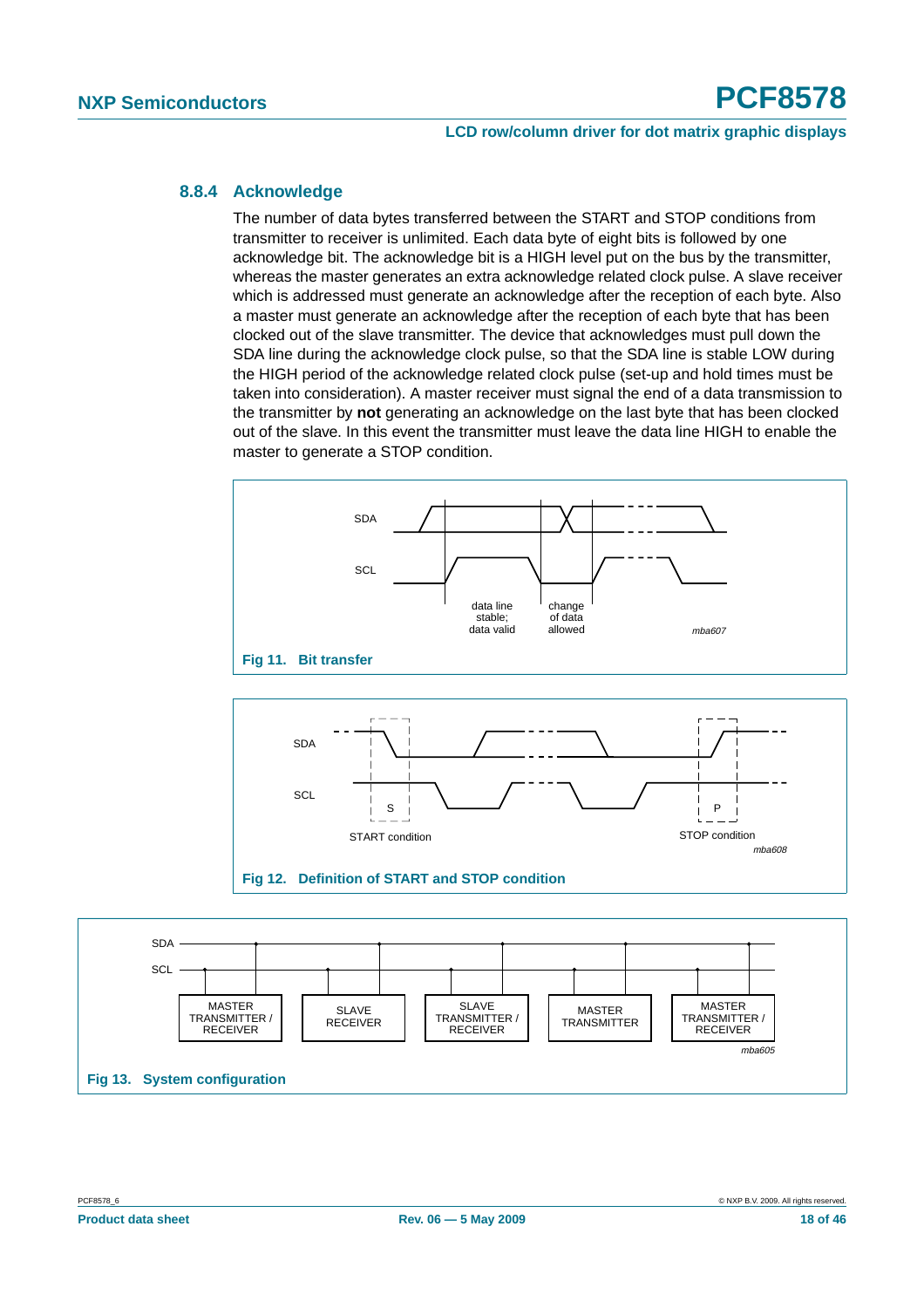### 8.8.4 Acknowledge

The number of data bytes transferred between the START and STOP conditions from transmitter to receiver is unlimited. Each data byte of eight bits is followed by one acknowledge bit. The acknowledge bit is a HIGH level put on the bus by the transmitter, whereas the master generates an extra acknowledge related clock pulse. A slave receiver which is addressed must generate an acknowledge after the reception of each byte. Also a master must generate an acknowledge after the reception of each byte that has been clocked out of the slave transmitter. The device that acknowledges must pull down the SDA line during the acknowledge clock pulse, so that the SDA line is stable LOW during the HIGH period of the acknowledge related clock pulse (set-up and hold times must be taken into consideration). A master receiver must signal the end of a data transmission to the transmitter by **not** generating an acknowledge on the last byte that has been clocked out of the slave. In this event the transmitter must leave the data line HIGH to enable the master to generate a STOP condition.

SDA

SCL

data line stable; data valid

change of data allowed

mba607

**Fig 11. Bit transfer**

SDA

SCL

S

P

START condition

STOP condition

mba608

**Fig 12. Definition of START and STOP condition**

SDA

SCL

MASTER TRANSMITTER / RECEIVER

SLAVE RECEIVER

SLAVE TRANSMITTER / RECEIVER

MASTER TRANSMITTER

MASTER TRANSMITTER / RECEIVER

mba605

**Fig 13. System configuration**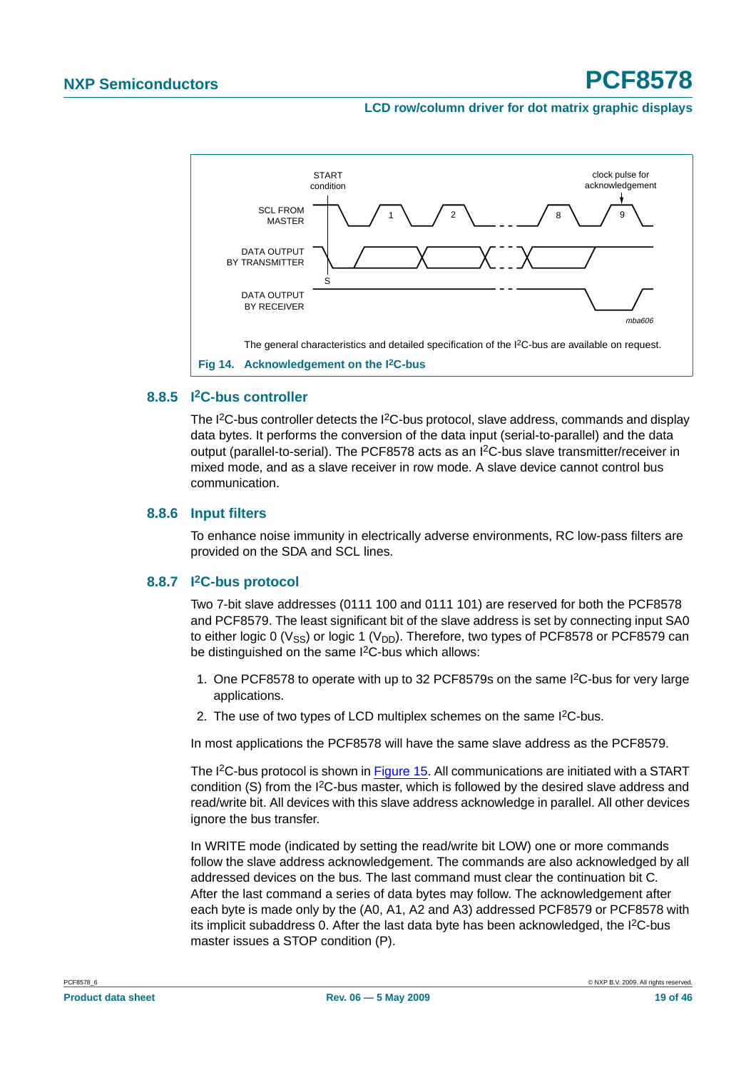The general characteristics and detailed specification of the I[2]C-bus are available on request.

**Fig 14. Acknowledgement on the I[2]C-bus**

### 8.8.5 I[2]C-bus controller

The I[2]C-bus controller detects the I[2]C-bus protocol, slave address, commands and display data bytes. It performs the conversion of the data input (serial-to-parallel) and the data output (parallel-to-serial). The PCF8578 acts as an I[2]C-bus slave transmitter/receiver in mixed mode, and as a slave receiver in row mode. A slave device cannot control bus communication.

### 8.8.6 Input filters

To enhance noise immunity in electrically adverse environments, RC low-pass filters are provided on the SDA and SCL lines.

### 8.8.7 I[2]C-bus protocol

Two 7-bit slave addresses (0111 100 and 0111 101) are reserved for both the PCF8578 and PCF8579. The least significant bit of the slave address is set by connecting input SA0 to either logic 0 ($V_{SS}$) or logic 1 ($V_{DD}$). Therefore, two types of PCF8578 or PCF8579 can be distinguished on the same I[2]C-bus which allows:

1. One PCF8578 to operate with up to 32 PCF8579s on the same I[2]C-bus for very large applications.
2. The use of two types of LCD multiplex schemes on the same I[2]C-bus.

In most applications the PCF8578 will have the same slave address as the PCF8579.

The I[2]C-bus protocol is shown in Figure 15. All communications are initiated with a START condition (S) from the I[2]C-bus master, which is followed by the desired slave address and read/write bit. All devices with this slave address acknowledge in parallel. All other devices ignore the bus transfer.

In WRITE mode (indicated by setting the read/write bit LOW) one or more commands follow the slave address acknowledgement. The commands are also acknowledged by all addressed devices on the bus. The last command must clear the continuation bit C. After the last command a series of data bytes may follow. The acknowledgement after each byte is made only by the (A0, A1, A2 and A3) addressed PCF8579 or PCF8578 with its implicit subaddress 0. After the last data byte has been acknowledged, the I[2]C-bus master issues a STOP condition (P).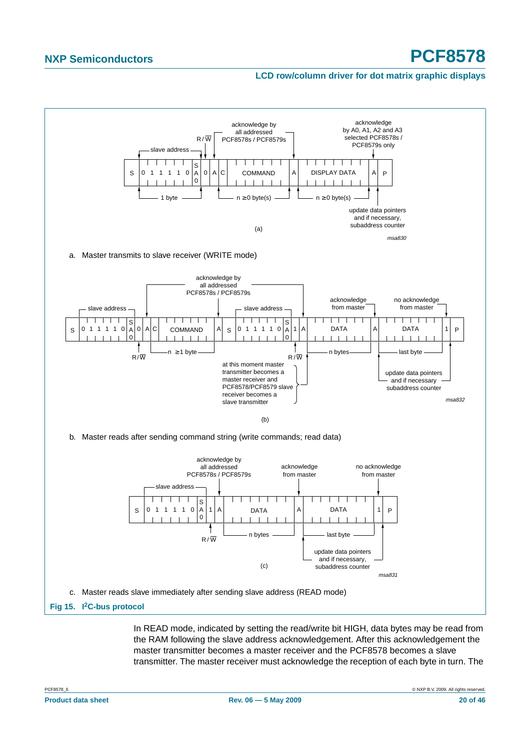a. Master transmits to slave receiver (WRITE mode)

b. Master reads after sending command string (write commands; read data)

c. Master reads slave immediately after sending slave address (READ mode)

**Fig 15. I²C-bus protocol**

In READ mode, indicated by setting the read/write bit HIGH, data bytes may be read from the RAM following the slave address acknowledgement. After this acknowledgement the master transmitter becomes a master receiver and the PCF8578 becomes a slave transmitter. The master receiver must acknowledge the reception of each byte in turn. The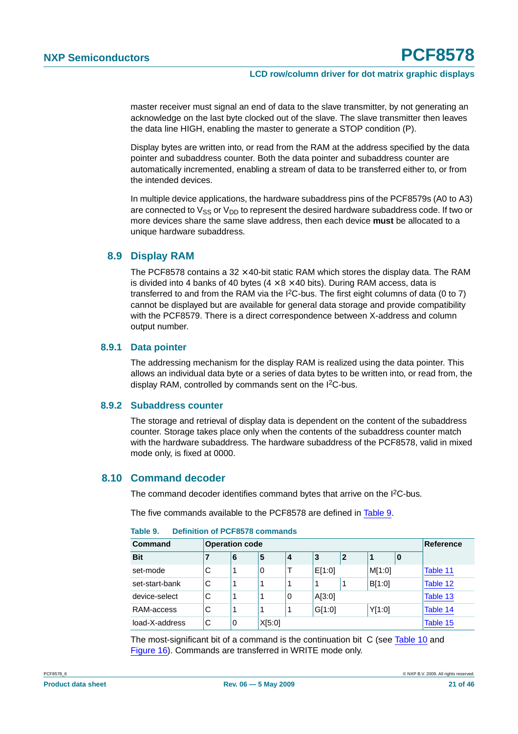master receiver must signal an end of data to the slave transmitter, by not generating an acknowledge on the last byte clocked out of the slave. The slave transmitter then leaves the data line HIGH, enabling the master to generate a STOP condition (P).

Display bytes are written into, or read from the RAM at the address specified by the data pointer and subaddress counter. Both the data pointer and subaddress counter are automatically incremented, enabling a stream of data to be transferred either to, or from the intended devices.

In multiple device applications, the hardware subaddress pins of the PCF8579s (A0 to A3) are connected to $V_{SS}$ or $V_{DD}$ to represent the desired hardware subaddress code. If two or more devices share the same slave address, then each device **must** be allocated to a unique hardware subaddress.

## 8.9 Display RAM

The PCF8578 contains a 32 × 40-bit static RAM which stores the display data. The RAM is divided into 4 banks of 40 bytes (4 × 8 × 40 bits). During RAM access, data is transferred to and from the RAM via the I²C-bus. The first eight columns of data (0 to 7) cannot be displayed but are available for general data storage and provide compatibility with the PCF8579. There is a direct correspondence between X-address and column output number.

### 8.9.1 Data pointer

The addressing mechanism for the display RAM is realized using the data pointer. This allows an individual data byte or a series of data bytes to be written into, or read from, the display RAM, controlled by commands sent on the I²C-bus.

### 8.9.2 Subaddress counter

The storage and retrieval of display data is dependent on the content of the subaddress counter. Storage takes place only when the contents of the subaddress counter match with the hardware subaddress. The hardware subaddress of the PCF8578, valid in mixed mode only, is fixed at 0000.

## 8.10 Command decoder

The command decoder identifies command bytes that arrive on the I²C-bus.

The five commands available to the PCF8578 are defined in Table 9.

**Table 9. Definition of PCF8578 commands**

| Command | Operation code | | | | | | | | Reference |
|---|---|---|---|---|---|---|---|---|---|
| Bit | 7 | 6 | 5 | 4 | 3 | 2 | 1 | 0 | |
| set-mode | C | 1 | 0 | T | E[1:0] | | M[1:0] | | Table 11 |
| set-start-bank | C | 1 | 1 | 1 | 1 | 1 | B[1:0] | | Table 12 |
| device-select | C | 1 | 1 | 0 | A[3:0] | | | | Table 13 |
| RAM-access | C | 1 | 1 | 1 | G[1:0] | | Y[1:0] | | Table 14 |
| load-X-address | C | 0 | X[5:0] | | | | | | Table 15 |

The most-significant bit of a command is the continuation bit C (see Table 10 and Figure 16). Commands are transferred in WRITE mode only.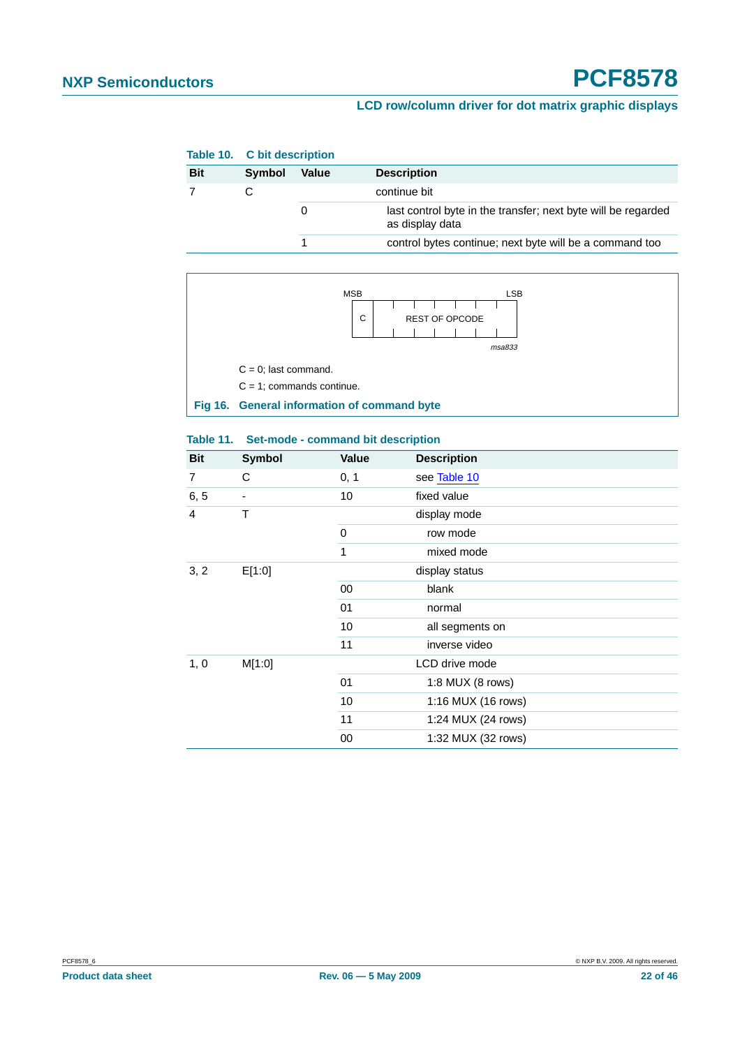**Table 10. C bit description**

| Bit | Symbol | Value | Description |
|---|---|---|---|
| 7 | C | | continue bit |
| | | 0 | last control byte in the transfer; next byte will be regarded as display data |
| | | 1 | control bytes continue; next byte will be a command too |

MSB LSB

C | REST OF OPCODE

*msa833*

C = 0; last command.

C = 1; commands continue.

**Fig 16. General information of command byte**

**Table 11. Set-mode - command bit description**

| Bit | Symbol | Value | Description |
|---|---|---|---|
| 7 | C | 0, 1 | see Table 10 |
| 6, 5 | - | 10 | fixed value |
| 4 | T | | display mode |
| | | 0 | row mode |
| | | 1 | mixed mode |
| 3, 2 | E[1:0] | | display status |
| | | 00 | blank |
| | | 01 | normal |
| | | 10 | all segments on |
| | | 11 | inverse video |
| 1, 0 | M[1:0] | | LCD drive mode |
| | | 01 | 1:8 MUX (8 rows) |
| | | 10 | 1:16 MUX (16 rows) |
| | | 11 | 1:24 MUX (24 rows) |
| | | 00 | 1:32 MUX (32 rows) |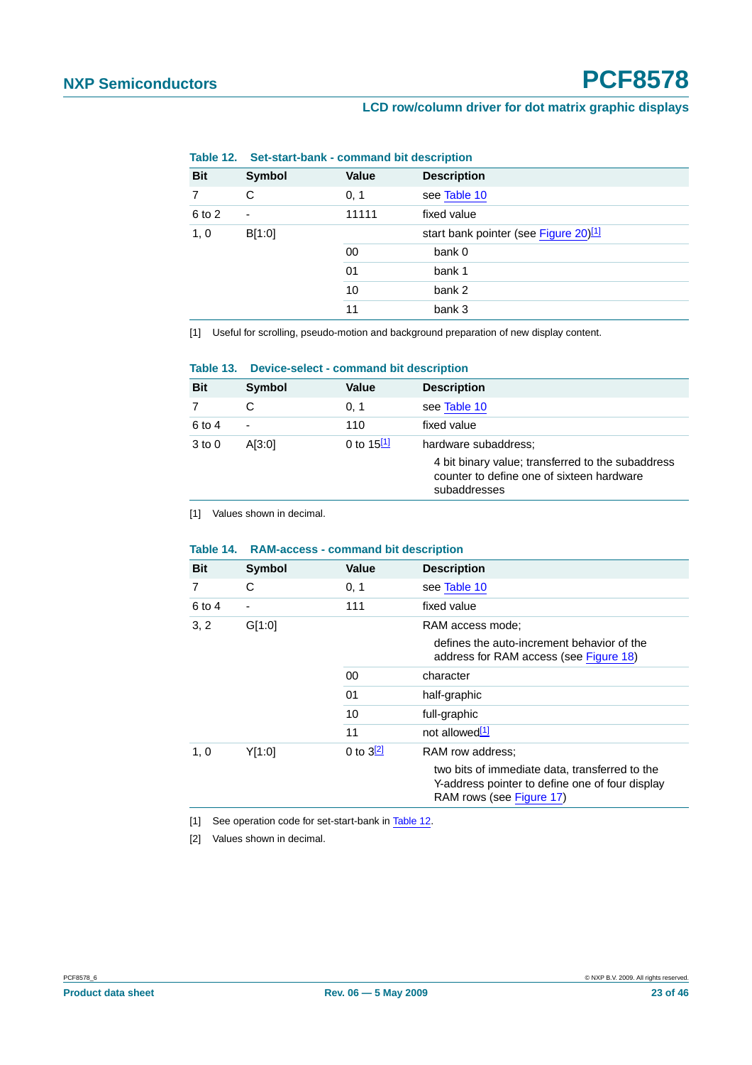**Table 12. Set-start-bank - command bit description**

| Bit | Symbol | Value | Description |
|---|---|---|---|
| 7 | C | 0, 1 | see Table 10 |
| 6 to 2 | - | 11111 | fixed value |
| 1, 0 | B[1:0] | | start bank pointer (see Figure 20)[1] |
| | | 00 | bank 0 |
| | | 01 | bank 1 |
| | | 10 | bank 2 |
| | | 11 | bank 3 |

[1] Useful for scrolling, pseudo-motion and background preparation of new display content.

**Table 13. Device-select - command bit description**

| Bit | Symbol | Value | Description |
|---|---|---|---|
| 7 | C | 0, 1 | see Table 10 |
| 6 to 4 | - | 110 | fixed value |
| 3 to 0 | A[3:0] | 0 to 15[1] | hardware subaddress; 4 bit binary value; transferred to the subaddress counter to define one of sixteen hardware subaddresses |

[1] Values shown in decimal.

**Table 14. RAM-access - command bit description**

| Bit | Symbol | Value | Description |
|---|---|---|---|
| 7 | C | 0, 1 | see Table 10 |
| 6 to 4 | - | 111 | fixed value |
| 3, 2 | G[1:0] | | RAM access mode; defines the auto-increment behavior of the address for RAM access (see Figure 18) |
| | | 00 | character |
| | | 01 | half-graphic |
| | | 10 | full-graphic |
| | | 11 | not allowed[1] |
| 1, 0 | Y[1:0] | 0 to 3[2] | RAM row address; two bits of immediate data, transferred to the Y-address pointer to define one of four display RAM rows (see Figure 17) |

[1] See operation code for set-start-bank in Table 12.

[2] Values shown in decimal.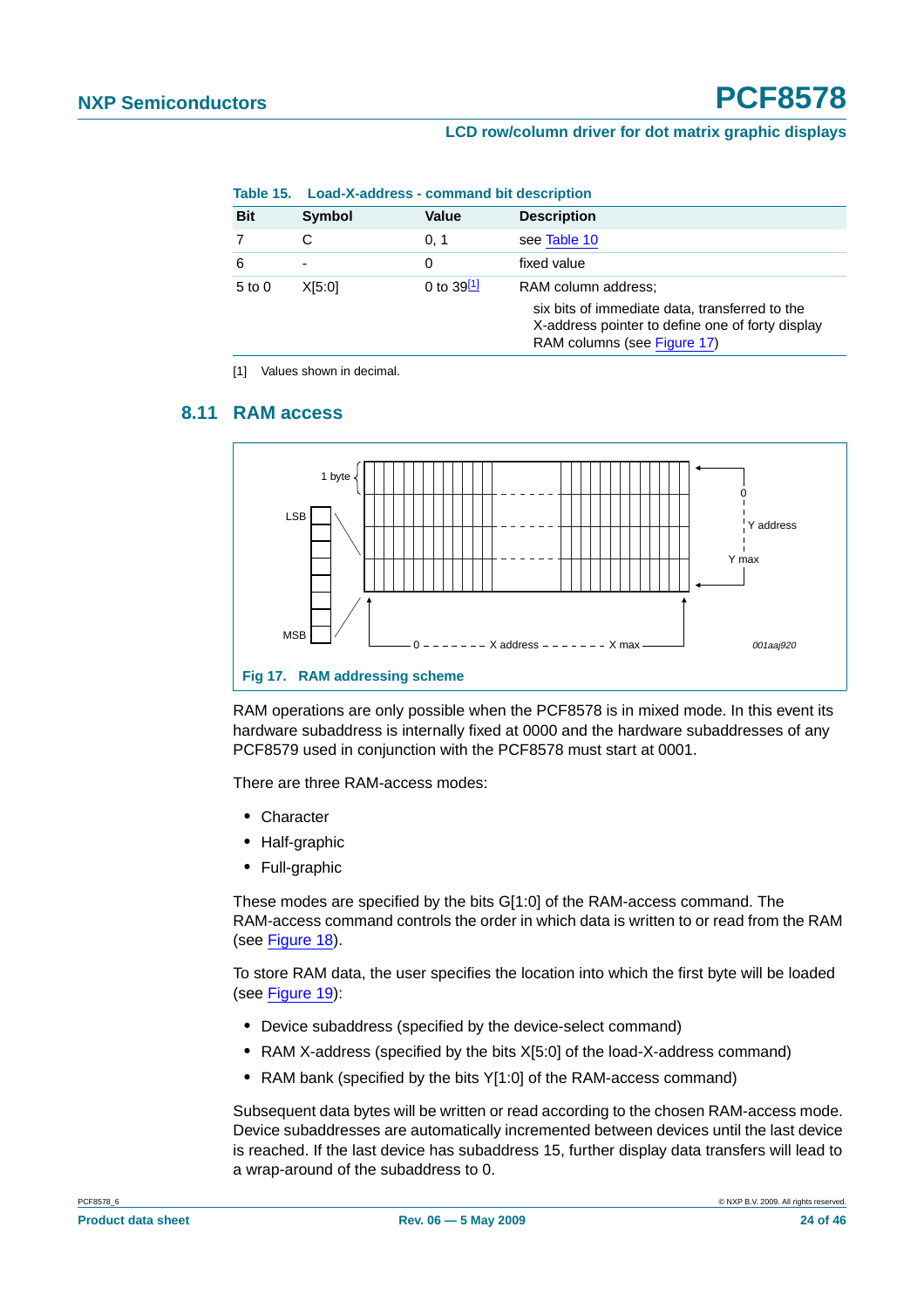Table 15. Load-X-address - command bit description

| Bit | Symbol | Value | Description |
|---|---|---|---|
| 7 | C | 0, 1 | see Table 10 |
| 6 | - | 0 | fixed value |
| 5 to 0 | X[5:0] | 0 to 39[1] | RAM column address; six bits of immediate data, transferred to the X-address pointer to define one of forty display RAM columns (see Figure 17) |

[1] Values shown in decimal.

## 8.11 RAM access

Fig 17. RAM addressing scheme

RAM operations are only possible when the PCF8578 is in mixed mode. In this event its hardware subaddress is internally fixed at 0000 and the hardware subaddresses of any PCF8579 used in conjunction with the PCF8578 must start at 0001.

There are three RAM-access modes:

- Character
- Half-graphic
- Full-graphic

These modes are specified by the bits G[1:0] of the RAM-access command. The RAM-access command controls the order in which data is written to or read from the RAM (see Figure 18).

To store RAM data, the user specifies the location into which the first byte will be loaded (see Figure 19):

- Device subaddress (specified by the device-select command)
- RAM X-address (specified by the bits X[5:0] of the load-X-address command)
- RAM bank (specified by the bits Y[1:0] of the RAM-access command)

Subsequent data bytes will be written or read according to the chosen RAM-access mode. Device subaddresses are automatically incremented between devices until the last device is reached. If the last device has subaddress 15, further display data transfers will lead to a wrap-around of the subaddress to 0.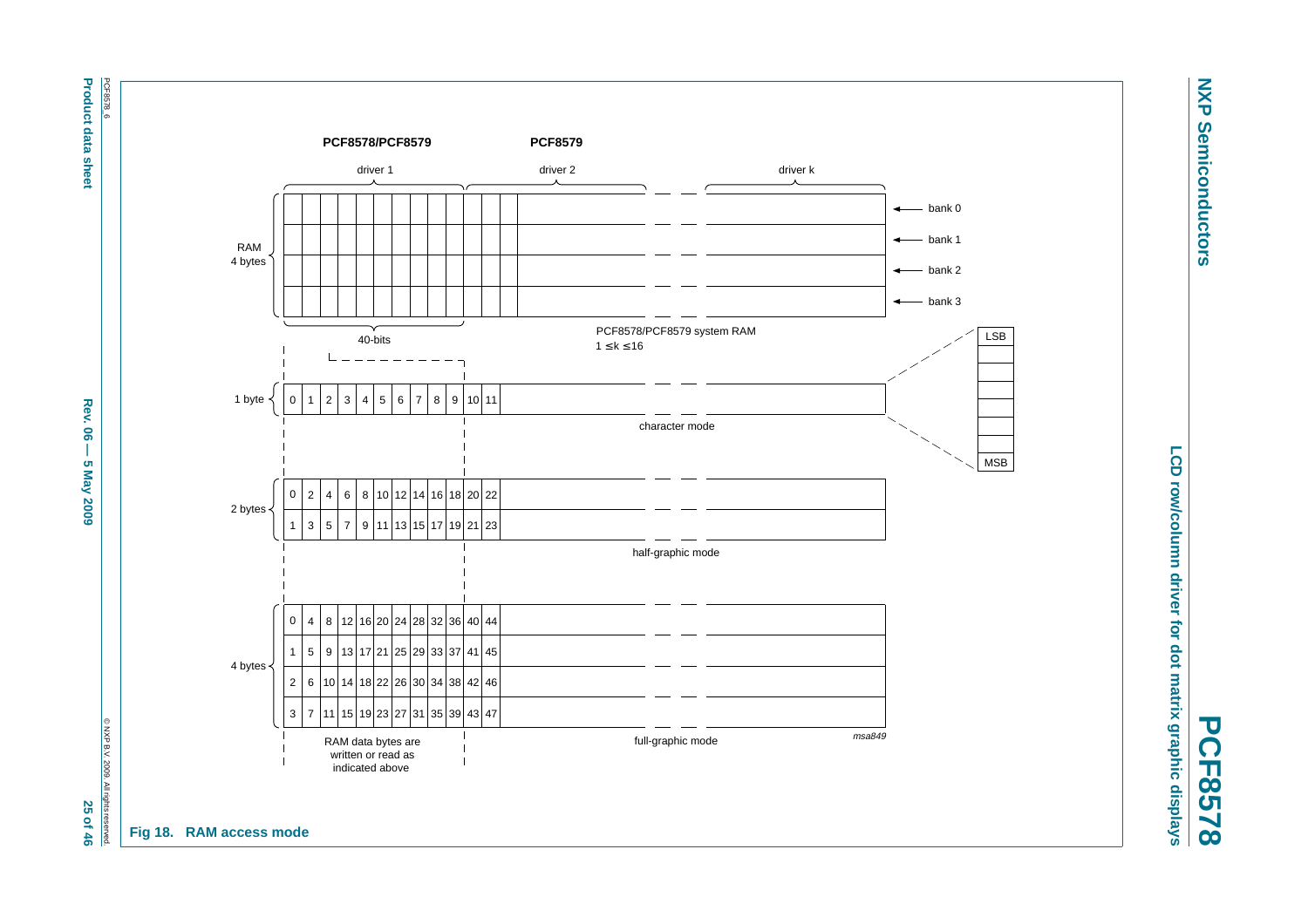**PCF8578/PCF8579** — driver 1 (40-bits)

**PCF8579** — driver 2 … driver k

RAM 4 bytes: bank 0, bank 1, bank 2, bank 3

PCF8578/PCF8579 system RAM

$1 \leq k \leq 16$

**character mode** (1 byte):

| 0 | 1 | 2 | 3 | 4 | 5 | 6 | 7 | 8 | 9 | 10 | 11 |
|---|---|---|---|---|---|---|---|---|---|---|---|

Bit order within each byte: LSB (top) to MSB (bottom).

**half-graphic mode** (2 bytes):

| 0 | 2 | 4 | 6 | 8 | 10 | 12 | 14 | 16 | 18 | 20 | 22 |
|---|---|---|---|---|---|---|---|---|---|---|---|
| 1 | 3 | 5 | 7 | 9 | 11 | 13 | 15 | 17 | 19 | 21 | 23 |

**full-graphic mode** (4 bytes):

| 0 | 4 | 8 | 12 | 16 | 20 | 24 | 28 | 32 | 36 | 40 | 44 |
|---|---|---|---|---|---|---|---|---|---|---|---|
| 1 | 5 | 9 | 13 | 17 | 21 | 25 | 29 | 33 | 37 | 41 | 45 |
| 2 | 6 | 10 | 14 | 18 | 22 | 26 | 30 | 34 | 38 | 42 | 46 |
| 3 | 7 | 11 | 15 | 19 | 23 | 27 | 31 | 35 | 39 | 43 | 47 |

RAM data bytes are written or read as indicated above

msa849

**Fig 18. RAM access mode**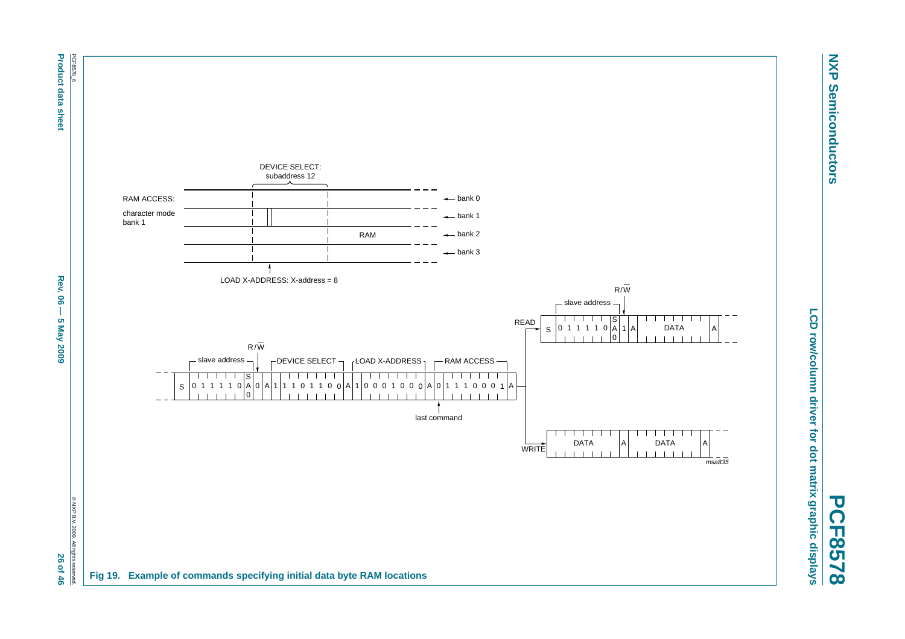DEVICE SELECT: subaddress 12

RAM ACCESS: character mode bank 1

bank 0

bank 1

RAM bank 2

bank 3

LOAD X-ADDRESS: X-address = 8

slave address | R/W | DEVICE SELECT | LOAD X-ADDRESS | RAM ACCESS

S 0 1 1 1 1 0 SA0 0 A 1 1 1 0 1 1 0 0 A 1 0 0 0 1 0 0 0 A 0 1 1 1 0 0 0 1 A

last command

READ: S 0 1 1 1 1 0 SA0 1 A DATA A

WRITE: DATA A DATA A

msa835

**Fig 19. Example of commands specifying initial data byte RAM locations**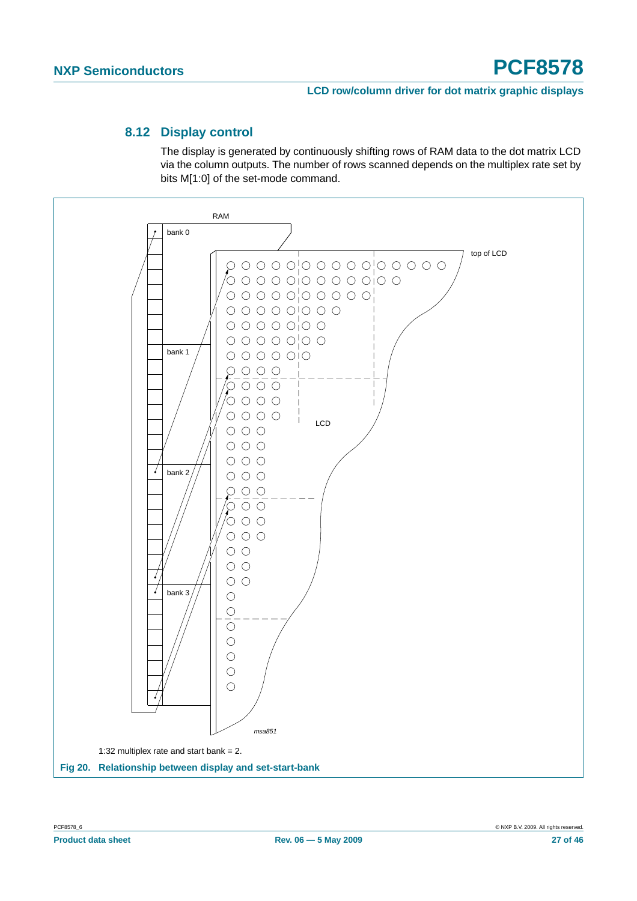## 8.12 Display control

The display is generated by continuously shifting rows of RAM data to the dot matrix LCD via the column outputs. The number of rows scanned depends on the multiplex rate set by bits M[1:0] of the set-mode command.

1:32 multiplex rate and start bank = 2.

**Fig 20. Relationship between display and set-start-bank**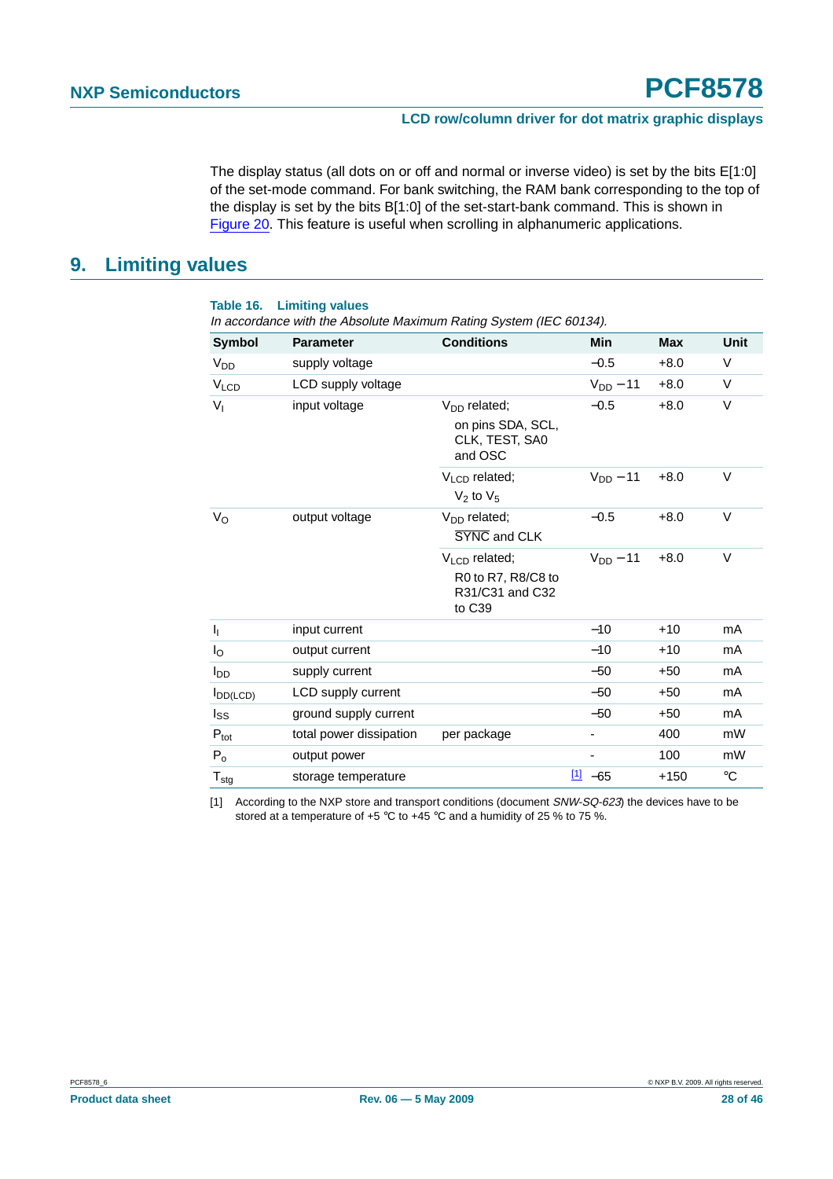The display status (all dots on or off and normal or inverse video) is set by the bits E[1:0] of the set-mode command. For bank switching, the RAM bank corresponding to the top of the display is set by the bits B[1:0] of the set-start-bank command. This is shown in Figure 20. This feature is useful when scrolling in alphanumeric applications.

## 9. Limiting values

**Table 16. Limiting values**

*In accordance with the Absolute Maximum Rating System (IEC 60134).*

| Symbol | Parameter | Conditions | Min | Max | Unit |
|---|---|---|---|---|---|
| $V_{DD}$ | supply voltage | | −0.5 | +8.0 | V |
| $V_{LCD}$ | LCD supply voltage | | $V_{DD}$ − 11 | +8.0 | V |
| $V_I$ | input voltage | $V_{DD}$ related; on pins SDA, SCL, CLK, TEST, SA0 and OSC | −0.5 | +8.0 | V |
| | | $V_{LCD}$ related; $V_2$ to $V_5$ | $V_{DD}$ − 11 | +8.0 | V |
| $V_O$ | output voltage | $V_{DD}$ related; $\overline{SYNC}$ and CLK | −0.5 | +8.0 | V |
| | | $V_{LCD}$ related; R0 to R7, R8/C8 to R31/C31 and C32 to C39 | $V_{DD}$ − 11 | +8.0 | V |
| $I_I$ | input current | | −10 | +10 | mA |
| $I_O$ | output current | | −10 | +10 | mA |
| $I_{DD}$ | supply current | | −50 | +50 | mA |
| $I_{DD(LCD)}$ | LCD supply current | | −50 | +50 | mA |
| $I_{SS}$ | ground supply current | | −50 | +50 | mA |
| $P_{tot}$ | total power dissipation | per package | - | 400 | mW |
| $P_o$ | output power | | - | 100 | mW |
| $T_{stg}$ | storage temperature | [1] | −65 | +150 | °C |

[1] According to the NXP store and transport conditions (document *SNW-SQ-623*) the devices have to be stored at a temperature of +5 °C to +45 °C and a humidity of 25 % to 75 %.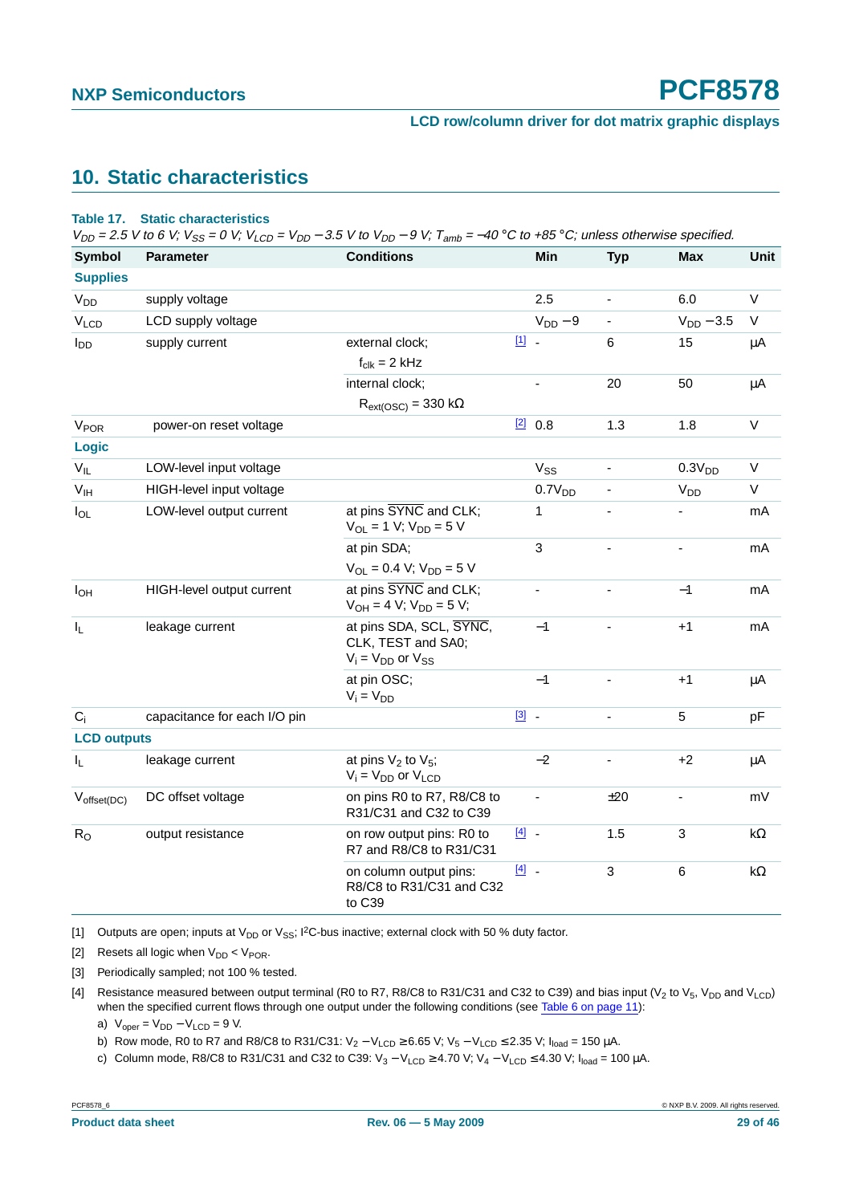## 10. Static characteristics

**Table 17. Static characteristics**

*$V_{DD}$ = 2.5 V to 6 V; $V_{SS}$ = 0 V; $V_{LCD}$ = $V_{DD}$ − 3.5 V to $V_{DD}$ − 9 V; $T_{amb}$ = −40 °C to +85 °C; unless otherwise specified.*

| Symbol | Parameter | Conditions | | Min | Typ | Max | Unit |
|---|---|---|---|---|---|---|---|
| **Supplies** | | | | | | | |
| $V_{DD}$ | supply voltage | | | 2.5 | - | 6.0 | V |
| $V_{LCD}$ | LCD supply voltage | | | $V_{DD}$ − 9 | - | $V_{DD}$ − 3.5 | V |
| $I_{DD}$ | supply current | external clock; $f_{clk}$ = 2 kHz | [1] | - | 6 | 15 | µA |
| | | internal clock; $R_{ext(OSC)}$ = 330 kΩ | | - | 20 | 50 | µA |
| $V_{POR}$ | power-on reset voltage | | [2] | 0.8 | 1.3 | 1.8 | V |
| **Logic** | | | | | | | |
| $V_{IL}$ | LOW-level input voltage | | | $V_{SS}$ | - | 0.3$V_{DD}$ | V |
| $V_{IH}$ | HIGH-level input voltage | | | 0.7$V_{DD}$ | - | $V_{DD}$ | V |
| $I_{OL}$ | LOW-level output current | at pins $\overline{\text{SYNC}}$ and CLK; $V_{OL}$ = 1 V; $V_{DD}$ = 5 V | | 1 | - | - | mA |
| | | at pin SDA; $V_{OL}$ = 0.4 V; $V_{DD}$ = 5 V | | 3 | - | - | mA |
| $I_{OH}$ | HIGH-level output current | at pins $\overline{\text{SYNC}}$ and CLK; $V_{OH}$ = 4 V; $V_{DD}$ = 5 V; | | - | - | −1 | mA |
| $I_L$ | leakage current | at pins SDA, SCL, $\overline{\text{SYNC}}$, CLK, TEST and SA0; $V_i$ = $V_{DD}$ or $V_{SS}$ | | −1 | - | +1 | mA |
| | | at pin OSC; $V_i$ = $V_{DD}$ | | −1 | - | +1 | µA |
| $C_i$ | capacitance for each I/O pin | | [3] | - | - | 5 | pF |
| **LCD outputs** | | | | | | | |
| $I_L$ | leakage current | at pins $V_2$ to $V_5$; $V_i$ = $V_{DD}$ or $V_{LCD}$ | | −2 | - | +2 | µA |
| $V_{offset(DC)}$ | DC offset voltage | on pins R0 to R7, R8/C8 to R31/C31 and C32 to C39 | | - | ±20 | - | mV |
| $R_O$ | output resistance | on row output pins: R0 to R7 and R8/C8 to R31/C31 | [4] | - | 1.5 | 3 | kΩ |
| | | on column output pins: R8/C8 to R31/C31 and C32 to C39 | [4] | - | 3 | 6 | kΩ |

[1] Outputs are open; inputs at $V_{DD}$ or $V_{SS}$; I²C-bus inactive; external clock with 50 % duty factor.

[2] Resets all logic when $V_{DD}$ < $V_{POR}$.

[3] Periodically sampled; not 100 % tested.

[4] Resistance measured between output terminal (R0 to R7, R8/C8 to R31/C31 and C32 to C39) and bias input ($V_2$ to $V_5$, $V_{DD}$ and $V_{LCD}$) when the specified current flows through one output under the following conditions (see Table 6 on page 11):

a) $V_{oper}$ = $V_{DD}$ − $V_{LCD}$ = 9 V.

b) Row mode, R0 to R7 and R8/C8 to R31/C31: $V_2$ − $V_{LCD}$ ≥ 6.65 V; $V_5$ − $V_{LCD}$ ≤ 2.35 V; $I_{load}$ = 150 µA.

c) Column mode, R8/C8 to R31/C31 and C32 to C39: $V_3$ − $V_{LCD}$ ≥ 4.70 V; $V_4$ − $V_{LCD}$ ≤ 4.30 V; $I_{load}$ = 100 µA.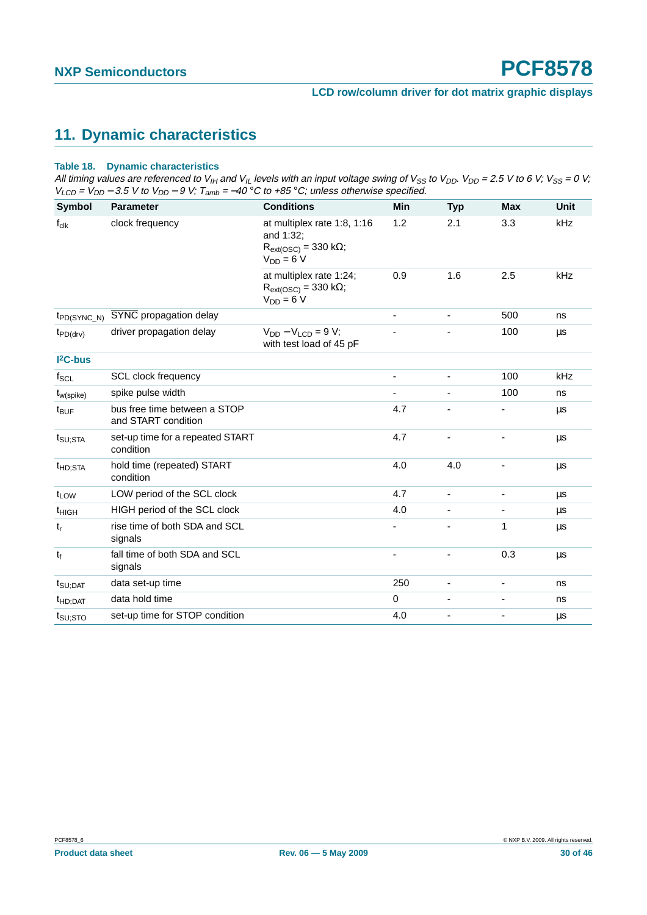## 11. Dynamic characteristics

**Table 18. Dynamic characteristics**

*All timing values are referenced to $V_{IH}$ and $V_{IL}$ levels with an input voltage swing of $V_{SS}$ to $V_{DD}$. $V_{DD}$ = 2.5 V to 6 V; $V_{SS}$ = 0 V; $V_{LCD}$ = $V_{DD}$ − 3.5 V to $V_{DD}$ − 9 V; $T_{amb}$ = −40 °C to +85 °C; unless otherwise specified.*

| Symbol | Parameter | Conditions | Min | Typ | Max | Unit |
|---|---|---|---|---|---|---|
| $f_{clk}$ | clock frequency | at multiplex rate 1:8, 1:16 and 1:32; $R_{ext(OSC)}$ = 330 kΩ; $V_{DD}$ = 6 V | 1.2 | 2.1 | 3.3 | kHz |
| | | at multiplex rate 1:24; $R_{ext(OSC)}$ = 330 kΩ; $V_{DD}$ = 6 V | 0.9 | 1.6 | 2.5 | kHz |
| $t_{PD(SYNC\_N)}$ | $\overline{SYNC}$ propagation delay | | - | - | 500 | ns |
| $t_{PD(drv)}$ | driver propagation delay | $V_{DD}$ − $V_{LCD}$ = 9 V; with test load of 45 pF | - | - | 100 | µs |
| **I²C-bus** | | | | | | |
| $f_{SCL}$ | SCL clock frequency | | - | - | 100 | kHz |
| $t_{w(spike)}$ | spike pulse width | | - | - | 100 | ns |
| $t_{BUF}$ | bus free time between a STOP and START condition | | 4.7 | - | - | µs |
| $t_{SU;STA}$ | set-up time for a repeated START condition | | 4.7 | - | - | µs |
| $t_{HD;STA}$ | hold time (repeated) START condition | | 4.0 | 4.0 | - | µs |
| $t_{LOW}$ | LOW period of the SCL clock | | 4.7 | - | - | µs |
| $t_{HIGH}$ | HIGH period of the SCL clock | | 4.0 | - | - | µs |
| $t_r$ | rise time of both SDA and SCL signals | | - | - | 1 | µs |
| $t_f$ | fall time of both SDA and SCL signals | | - | - | 0.3 | µs |
| $t_{SU;DAT}$ | data set-up time | | 250 | - | - | ns |
| $t_{HD;DAT}$ | data hold time | | 0 | - | - | ns |
| $t_{SU;STO}$ | set-up time for STOP condition | | 4.0 | - | - | µs |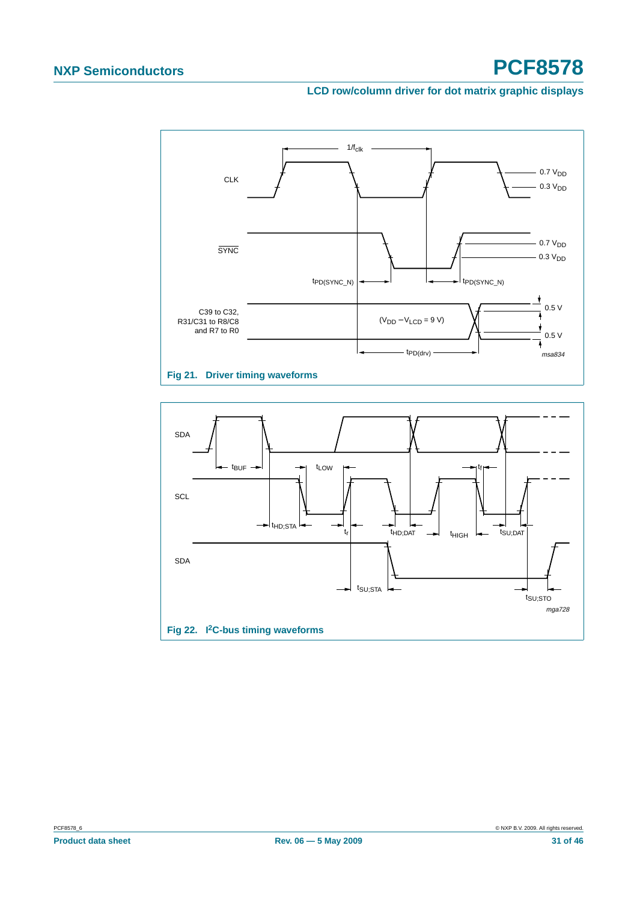**Fig 21. Driver timing waveforms**

**Fig 22. I²C-bus timing waveforms**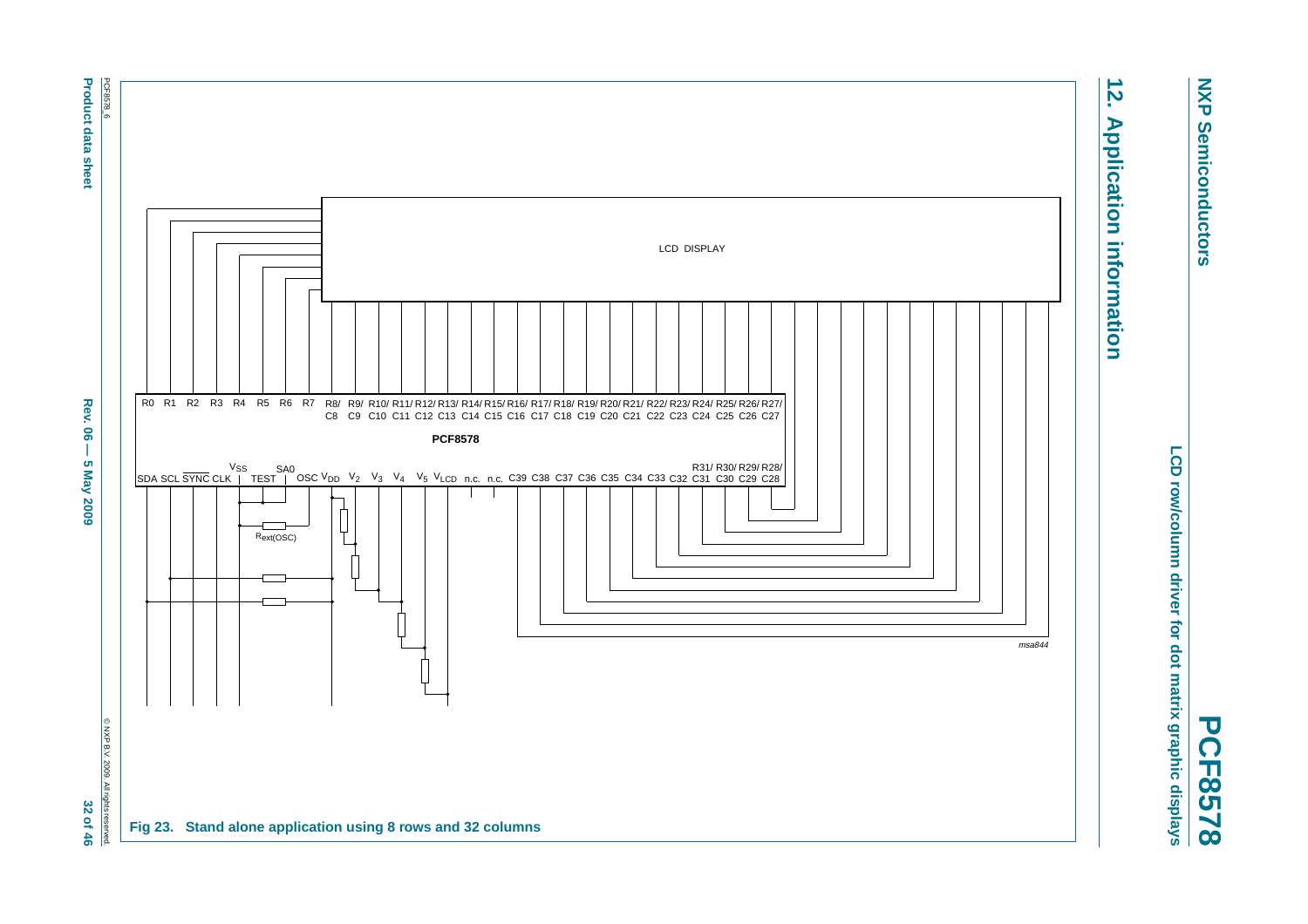## 12. Application information

Fig 23. Stand alone application using 8 rows and 32 columns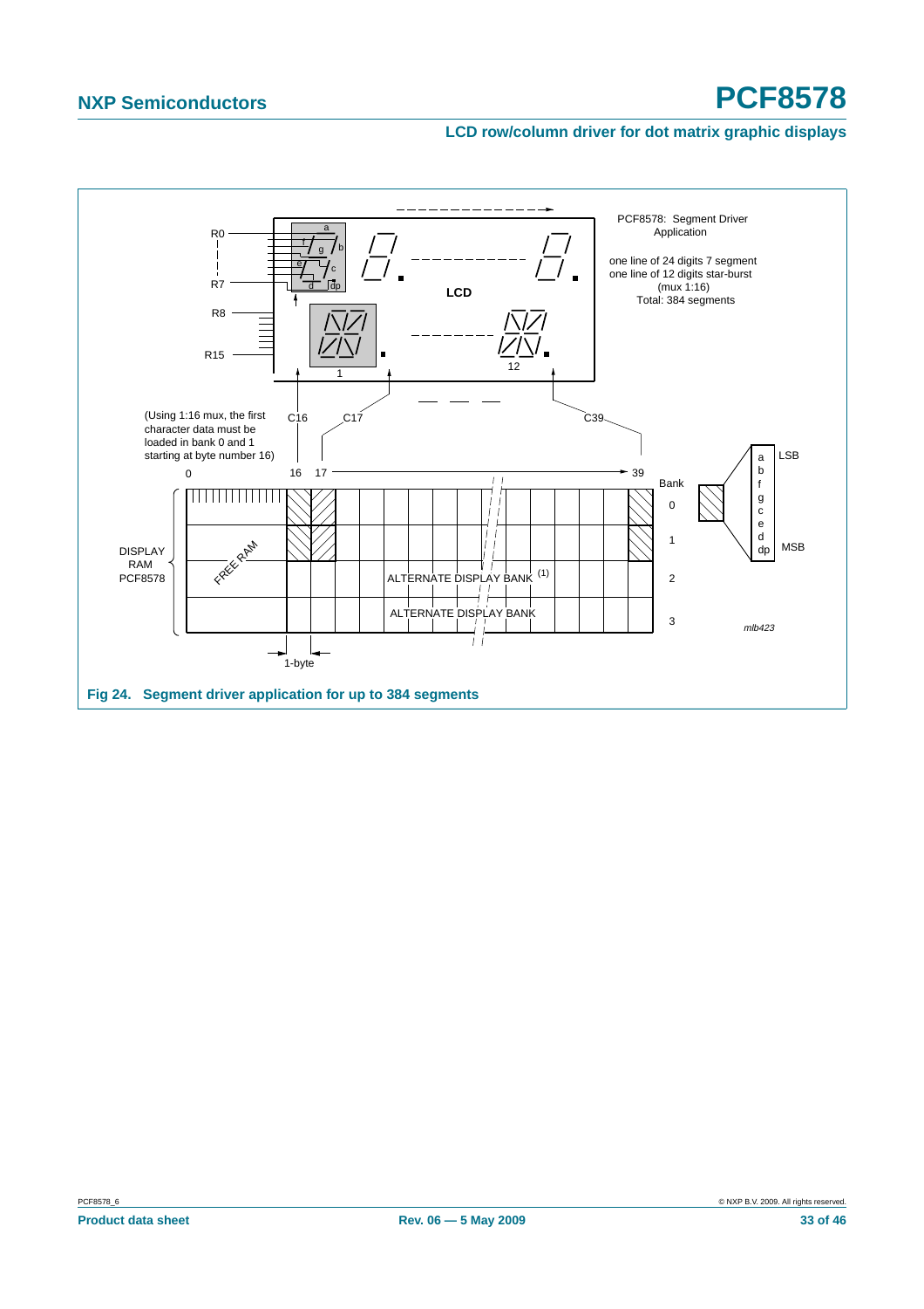Fig 24. Segment driver application for up to 384 segments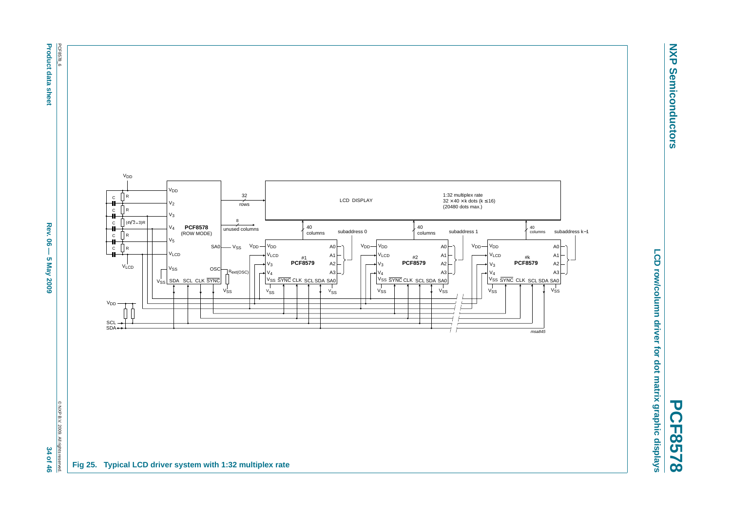Fig 25. Typical LCD driver system with 1:32 multiplex rate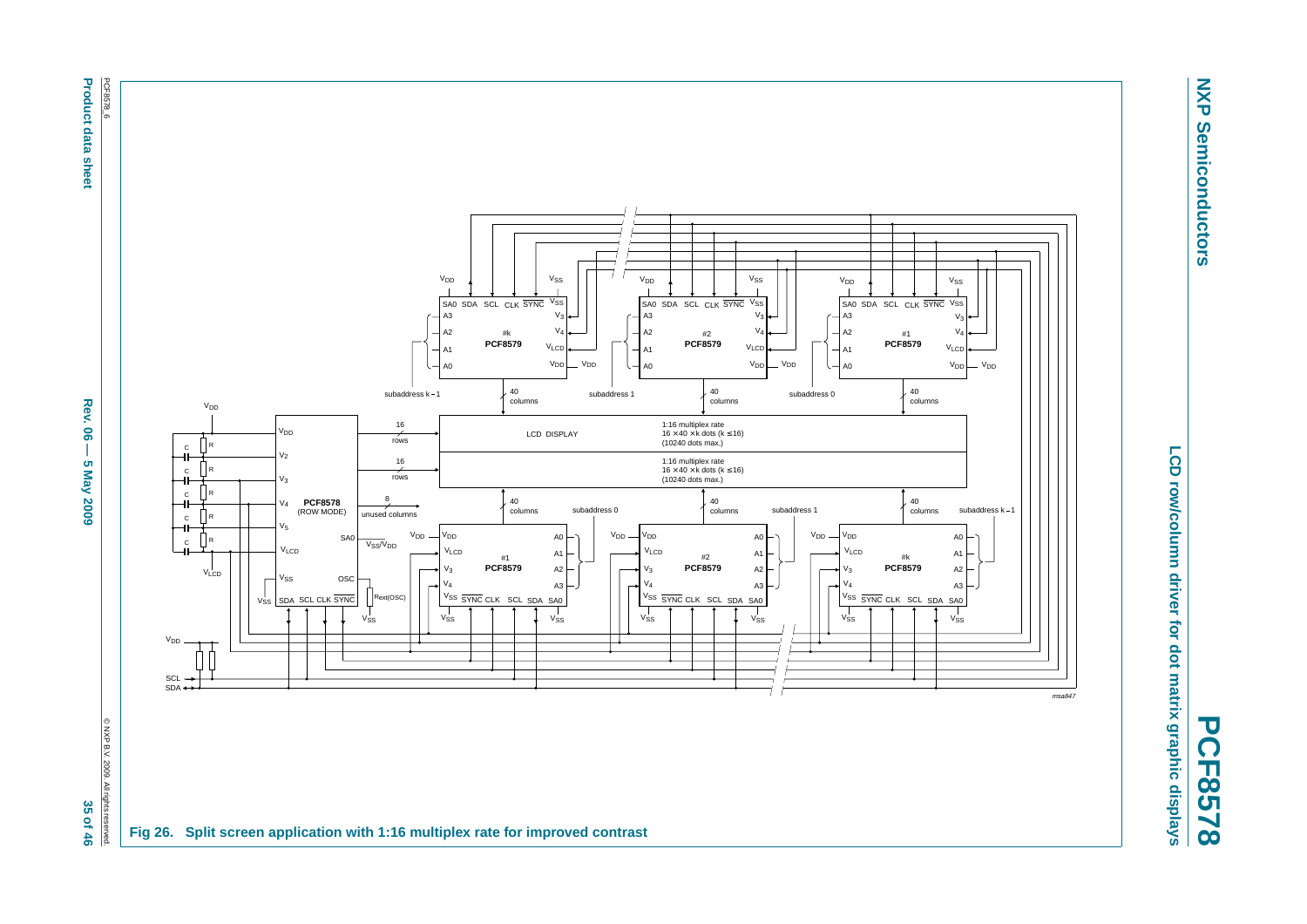Fig 26. Split screen application with 1:16 multiplex rate for improved contrast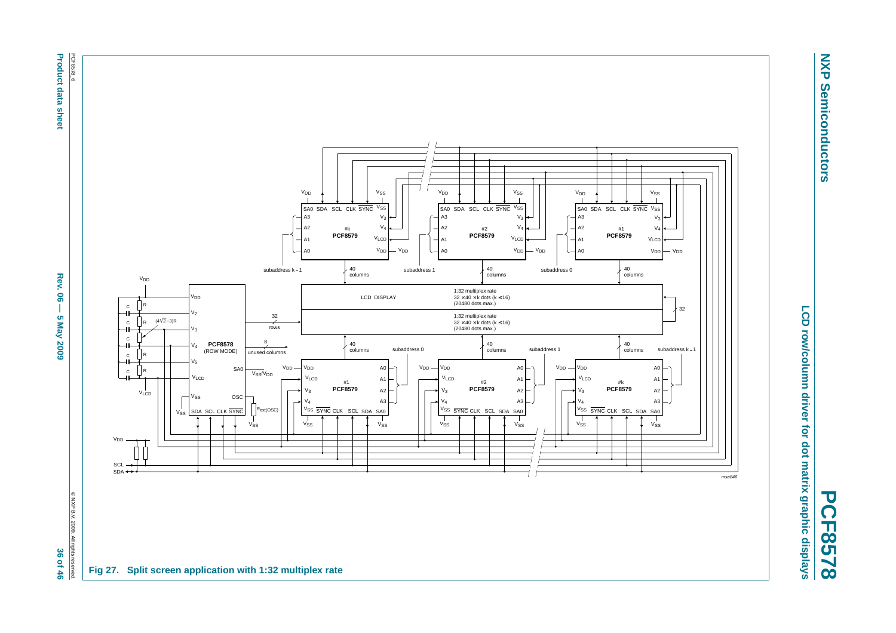Fig 27. Split screen application with 1:32 multiplex rate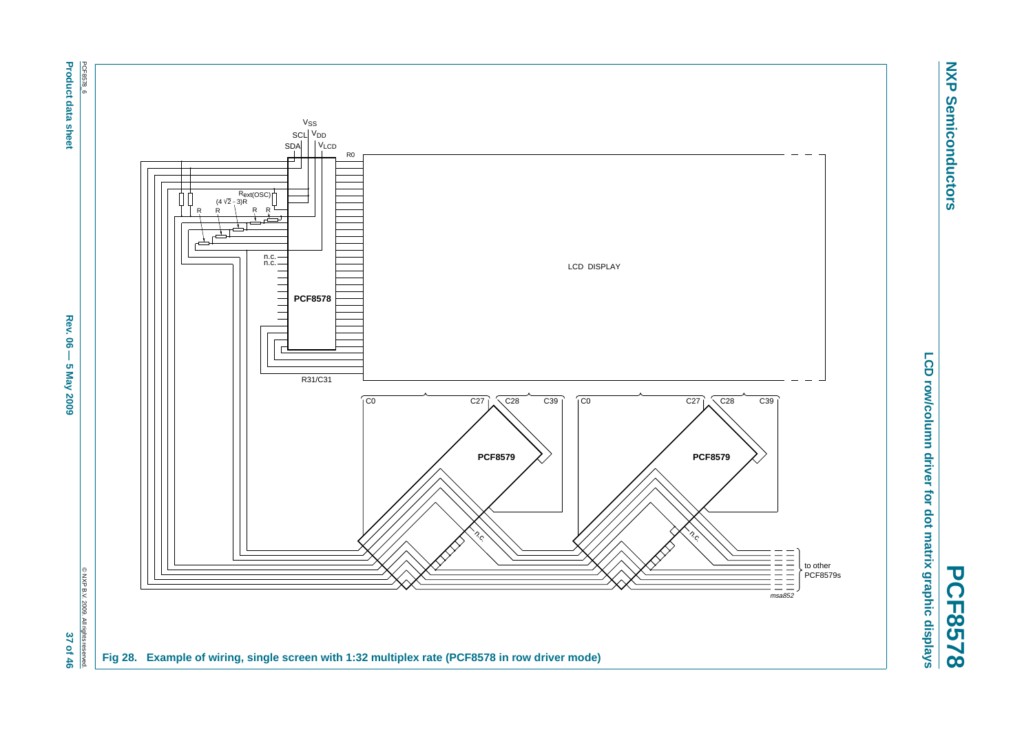Fig 28. Example of wiring, single screen with 1:32 multiplex rate (PCF8578 in row driver mode)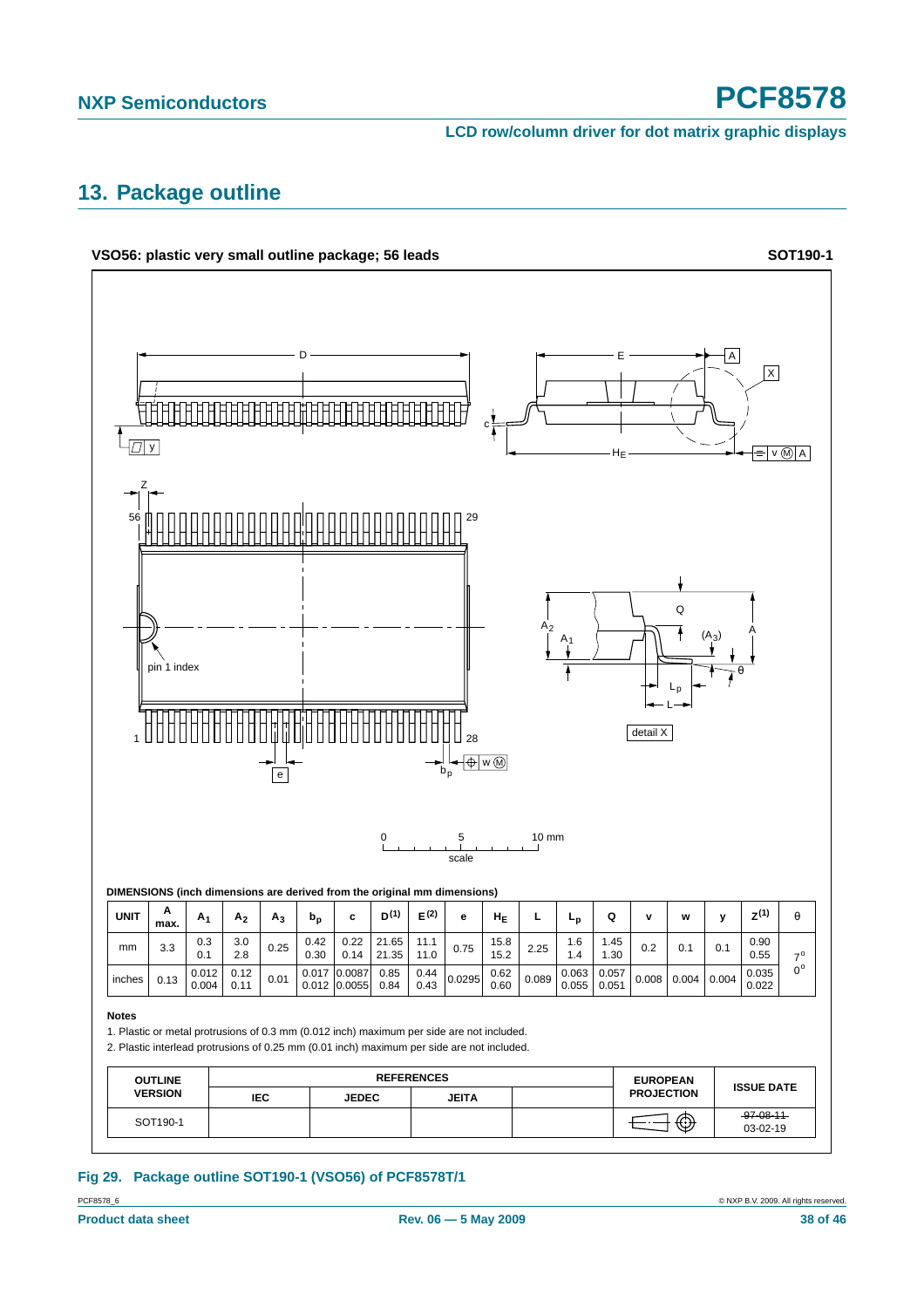## 13. Package outline

**VSO56: plastic very small outline package; 56 leads** **SOT190-1**

**DIMENSIONS (inch dimensions are derived from the original mm dimensions)**

| UNIT | A max. | $A_1$ | $A_2$ | $A_3$ | $b_p$ | c | $D^{(1)}$ | $E^{(2)}$ | e | $H_E$ | L | $L_p$ | Q | v | w | y | $Z^{(1)}$ | θ |
|---|---|---|---|---|---|---|---|---|---|---|---|---|---|---|---|---|---|---|
| mm | 3.3 | 0.3<br>0.1 | 3.0<br>2.8 | 0.25 | 0.42<br>0.30 | 0.22<br>0.14 | 21.65<br>21.35 | 11.1<br>11.0 | 0.75 | 15.8<br>15.2 | 2.25 | 1.6<br>1.4 | 1.45<br>1.30 | 0.2 | 0.1 | 0.1 | 0.90<br>0.55 | 7°<br>0° |
| inches | 0.13 | 0.012<br>0.004 | 0.12<br>0.11 | 0.01 | 0.017<br>0.012 | 0.0087<br>0.0055 | 0.85<br>0.84 | 0.44<br>0.43 | 0.0295 | 0.62<br>0.60 | 0.089 | 0.063<br>0.055 | 0.057<br>0.051 | 0.008 | 0.004 | 0.004 | 0.035<br>0.022 | |

**Notes**

1. Plastic or metal protrusions of 0.3 mm (0.012 inch) maximum per side are not included.
2. Plastic interlead protrusions of 0.25 mm (0.01 inch) maximum per side are not included.

| OUTLINE VERSION | REFERENCES | | | | EUROPEAN PROJECTION | ISSUE DATE |
|---|---|---|---|---|---|---|
| | IEC | JEDEC | JEITA | | | |
| SOT190-1 | | | | | | ~~97-08-11~~<br>03-02-19 |

**Fig 29. Package outline SOT190-1 (VSO56) of PCF8578T/1**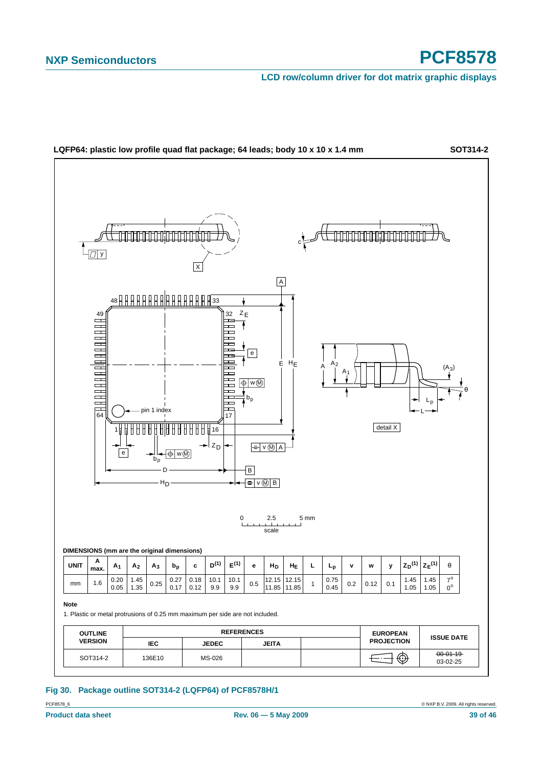## LQFP64: plastic low profile quad flat package; 64 leads; body 10 x 10 x 1.4 mm — SOT314-2

**DIMENSIONS (mm are the original dimensions)**

| UNIT | A max. | $A_1$ | $A_2$ | $A_3$ | $b_p$ | c | $D^{(1)}$ | $E^{(1)}$ | e | $H_D$ | $H_E$ | L | $L_p$ | v | w | y | $Z_D^{(1)}$ | $Z_E^{(1)}$ | θ |
|---|---|---|---|---|---|---|---|---|---|---|---|---|---|---|---|---|---|---|---|
| mm | 1.6 | 0.20 0.05 | 1.45 1.35 | 0.25 | 0.27 0.17 | 0.18 0.12 | 10.1 9.9 | 10.1 9.9 | 0.5 | 12.15 11.85 | 12.15 11.85 | 1 | 0.75 0.45 | 0.2 | 0.12 | 0.1 | 1.45 1.05 | 1.45 1.05 | 7° 0° |

**Note**

1. Plastic or metal protrusions of 0.25 mm maximum per side are not included.

| OUTLINE VERSION | REFERENCES | | | | EUROPEAN PROJECTION | ISSUE DATE |
|---|---|---|---|---|---|---|
| | IEC | JEDEC | JEITA | | | |
| SOT314-2 | 136E10 | MS-026 | | | | ~~00-01-19~~ 03-02-25 |

**Fig 30. Package outline SOT314-2 (LQFP64) of PCF8578H/1**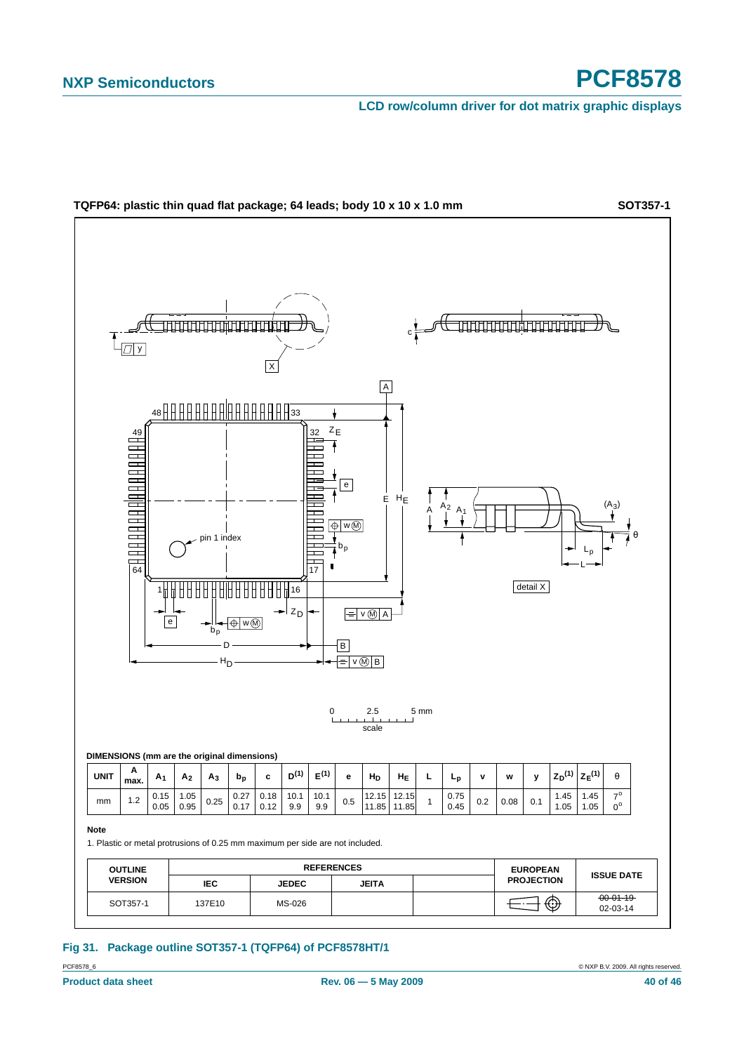**TQFP64: plastic thin quad flat package; 64 leads; body 10 x 10 x 1.0 mm** **SOT357-1**

**DIMENSIONS (mm are the original dimensions)**

| UNIT | A max. | $A_1$ | $A_2$ | $A_3$ | $b_p$ | c | $D^{(1)}$ | $E^{(1)}$ | e | $H_D$ | $H_E$ | L | $L_p$ | v | w | y | $Z_D^{(1)}$ | $Z_E^{(1)}$ | θ |
|---|---|---|---|---|---|---|---|---|---|---|---|---|---|---|---|---|---|---|---|
| mm | 1.2 | 0.15 0.05 | 1.05 0.95 | 0.25 | 0.27 0.17 | 0.18 0.12 | 10.1 9.9 | 10.1 9.9 | 0.5 | 12.15 11.85 | 12.15 11.85 | 1 | 0.75 0.45 | 0.2 | 0.08 | 0.1 | 1.45 1.05 | 1.45 1.05 | 7° 0° |

**Note**

1. Plastic or metal protrusions of 0.25 mm maximum per side are not included.

| OUTLINE VERSION | REFERENCES | | | | EUROPEAN PROJECTION | ISSUE DATE |
|---|---|---|---|---|---|---|
| | IEC | JEDEC | JEITA | | | |
| SOT357-1 | 137E10 | MS-026 | | | | ~~00-01-19~~ 02-03-14 |

**Fig 31. Package outline SOT357-1 (TQFP64) of PCF8578HT/1**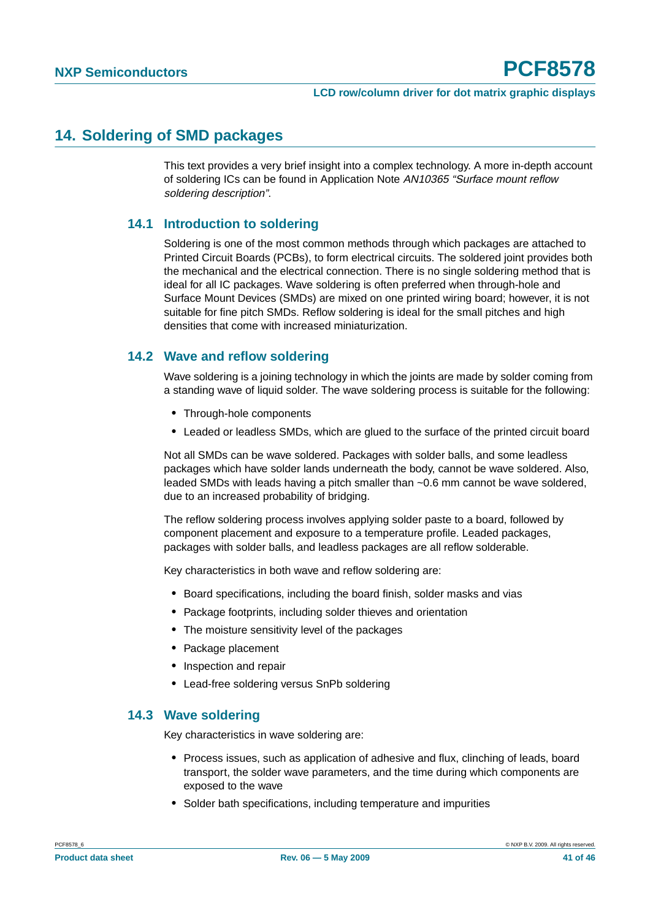## 14. Soldering of SMD packages

This text provides a very brief insight into a complex technology. A more in-depth account of soldering ICs can be found in Application Note *AN10365 “Surface mount reflow soldering description”*.

### 14.1 Introduction to soldering

Soldering is one of the most common methods through which packages are attached to Printed Circuit Boards (PCBs), to form electrical circuits. The soldered joint provides both the mechanical and the electrical connection. There is no single soldering method that is ideal for all IC packages. Wave soldering is often preferred when through-hole and Surface Mount Devices (SMDs) are mixed on one printed wiring board; however, it is not suitable for fine pitch SMDs. Reflow soldering is ideal for the small pitches and high densities that come with increased miniaturization.

### 14.2 Wave and reflow soldering

Wave soldering is a joining technology in which the joints are made by solder coming from a standing wave of liquid solder. The wave soldering process is suitable for the following:

- Through-hole components
- Leaded or leadless SMDs, which are glued to the surface of the printed circuit board

Not all SMDs can be wave soldered. Packages with solder balls, and some leadless packages which have solder lands underneath the body, cannot be wave soldered. Also, leaded SMDs with leads having a pitch smaller than ~0.6 mm cannot be wave soldered, due to an increased probability of bridging.

The reflow soldering process involves applying solder paste to a board, followed by component placement and exposure to a temperature profile. Leaded packages, packages with solder balls, and leadless packages are all reflow solderable.

Key characteristics in both wave and reflow soldering are:

- Board specifications, including the board finish, solder masks and vias
- Package footprints, including solder thieves and orientation
- The moisture sensitivity level of the packages
- Package placement
- Inspection and repair
- Lead-free soldering versus SnPb soldering

### 14.3 Wave soldering

Key characteristics in wave soldering are:

- Process issues, such as application of adhesive and flux, clinching of leads, board transport, the solder wave parameters, and the time during which components are exposed to the wave
- Solder bath specifications, including temperature and impurities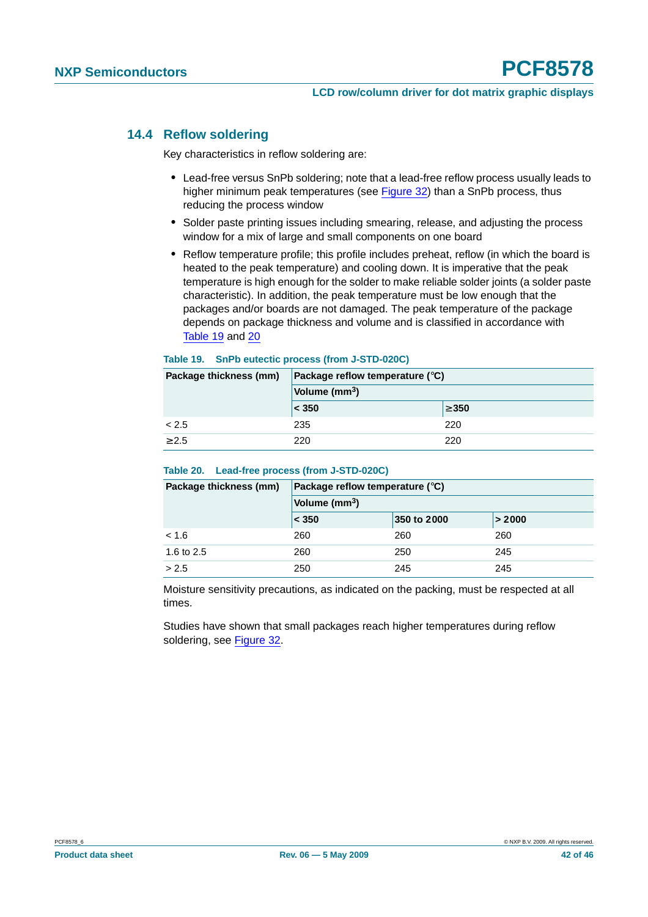## 14.4 Reflow soldering

Key characteristics in reflow soldering are:

- Lead-free versus SnPb soldering; note that a lead-free reflow process usually leads to higher minimum peak temperatures (see Figure 32) than a SnPb process, thus reducing the process window
- Solder paste printing issues including smearing, release, and adjusting the process window for a mix of large and small components on one board
- Reflow temperature profile; this profile includes preheat, reflow (in which the board is heated to the peak temperature) and cooling down. It is imperative that the peak temperature is high enough for the solder to make reliable solder joints (a solder paste characteristic). In addition, the peak temperature must be low enough that the packages and/or boards are not damaged. The peak temperature of the package depends on package thickness and volume and is classified in accordance with Table 19 and 20

**Table 19. SnPb eutectic process (from J-STD-020C)**

| Package thickness (mm) | Package reflow temperature (°C) | |
|---|---|---|
| | Volume (mm$^3$) | |
| | < 350 | ≥350 |
| < 2.5 | 235 | 220 |
| ≥2.5 | 220 | 220 |

**Table 20. Lead-free process (from J-STD-020C)**

| Package thickness (mm) | Package reflow temperature (°C) | | |
|---|---|---|---|
| | Volume (mm$^3$) | | |
| | < 350 | 350 to 2000 | > 2000 |
| < 1.6 | 260 | 260 | 260 |
| 1.6 to 2.5 | 260 | 250 | 245 |
| > 2.5 | 250 | 245 | 245 |

Moisture sensitivity precautions, as indicated on the packing, must be respected at all times.

Studies have shown that small packages reach higher temperatures during reflow soldering, see Figure 32.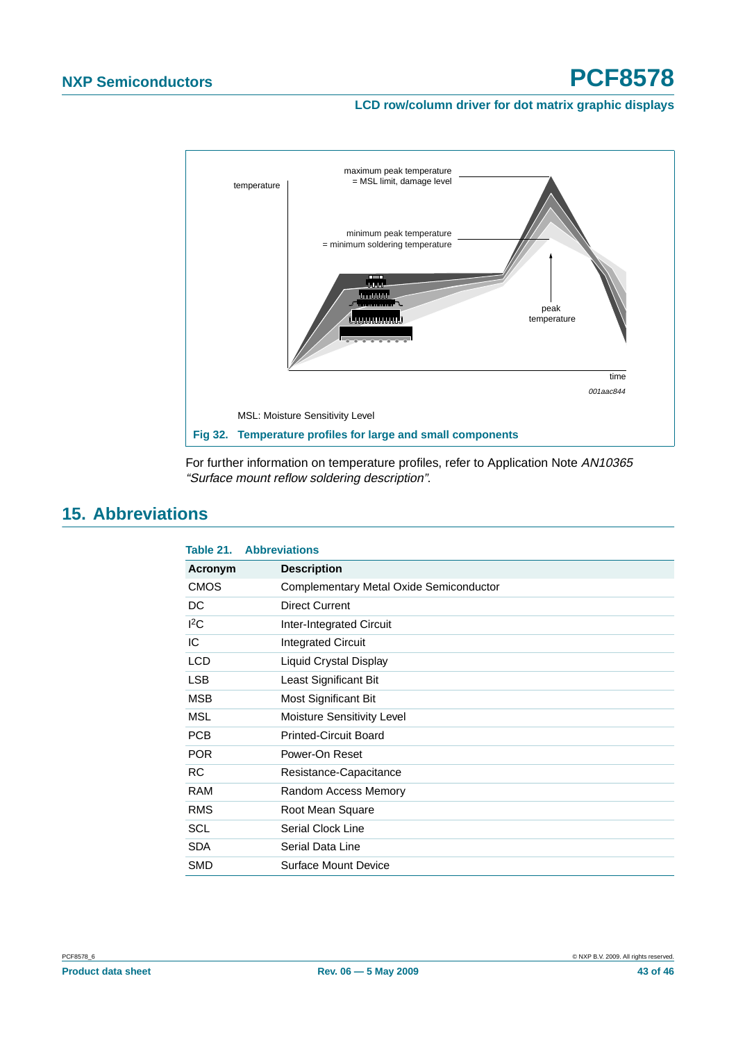MSL: Moisture Sensitivity Level

**Fig 32. Temperature profiles for large and small components**

For further information on temperature profiles, refer to Application Note *AN10365 “Surface mount reflow soldering description”*.

## 15. Abbreviations

**Table 21. Abbreviations**

| Acronym | Description |
|---|---|
| CMOS | Complementary Metal Oxide Semiconductor |
| DC | Direct Current |
| $I^2C$ | Inter-Integrated Circuit |
| IC | Integrated Circuit |
| LCD | Liquid Crystal Display |
| LSB | Least Significant Bit |
| MSB | Most Significant Bit |
| MSL | Moisture Sensitivity Level |
| PCB | Printed-Circuit Board |
| POR | Power-On Reset |
| RC | Resistance-Capacitance |
| RAM | Random Access Memory |
| RMS | Root Mean Square |
| SCL | Serial Clock Line |
| SDA | Serial Data Line |
| SMD | Surface Mount Device |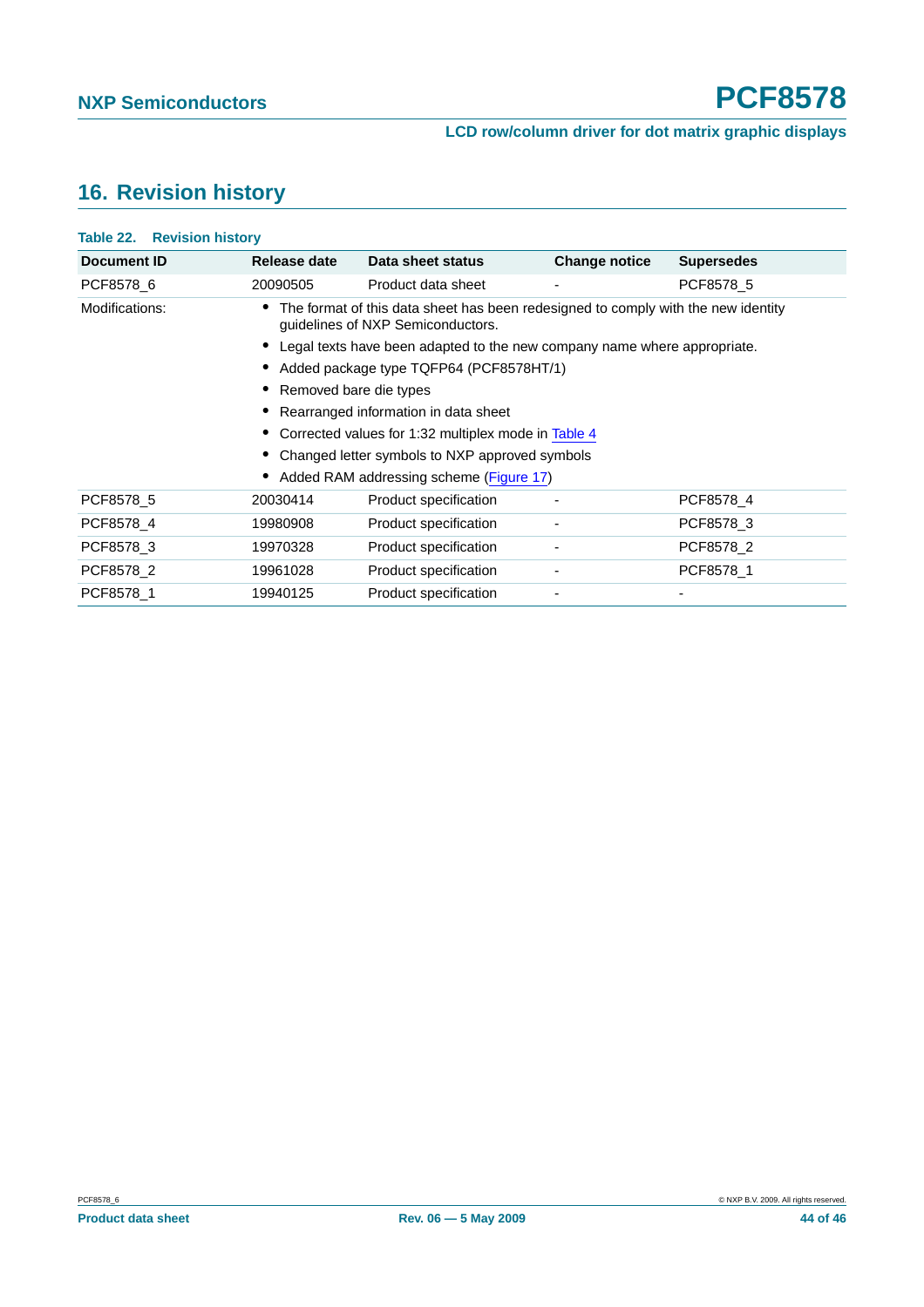## 16. Revision history

**Table 22. Revision history**

| Document ID | Release date | Data sheet status | Change notice | Supersedes |
|---|---|---|---|---|
| PCF8578_6 | 20090505 | Product data sheet | - | PCF8578_5 |
| Modifications: | • The format of this data sheet has been redesigned to comply with the new identity guidelines of NXP Semiconductors. • Legal texts have been adapted to the new company name where appropriate. • Added package type TQFP64 (PCF8578HT/1) • Removed bare die types • Rearranged information in data sheet • Corrected values for 1:32 multiplex mode in Table 4 • Changed letter symbols to NXP approved symbols • Added RAM addressing scheme (Figure 17) | | | |
| PCF8578_5 | 20030414 | Product specification | - | PCF8578_4 |
| PCF8578_4 | 19980908 | Product specification | - | PCF8578_3 |
| PCF8578_3 | 19970328 | Product specification | - | PCF8578_2 |
| PCF8578_2 | 19961028 | Product specification | - | PCF8578_1 |
| PCF8578_1 | 19940125 | Product specification | - | - |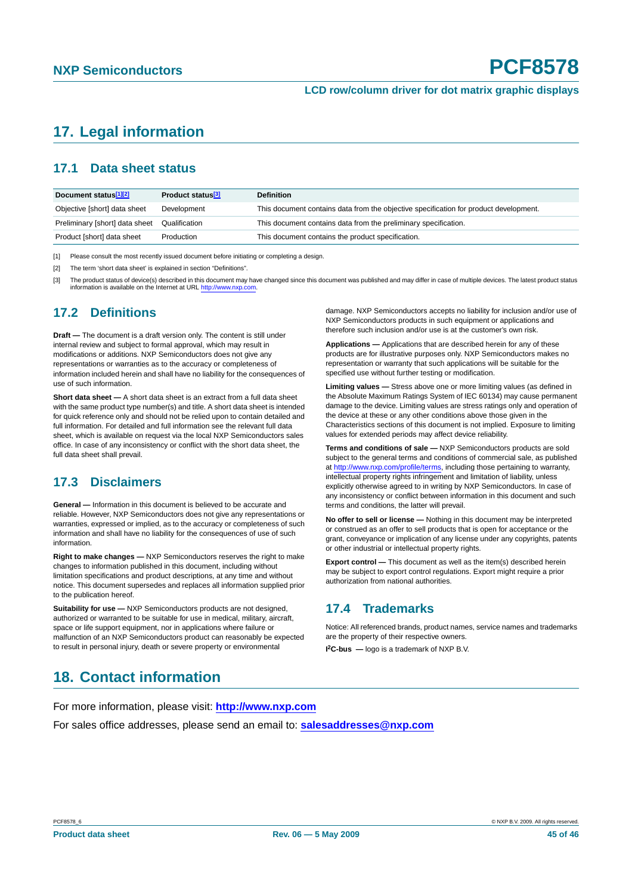# 17. Legal information

## 17.1 Data sheet status

| Document status[1][2] | Product status[3] | Definition |
|---|---|---|
| Objective [short] data sheet | Development | This document contains data from the objective specification for product development. |
| Preliminary [short] data sheet | Qualification | This document contains data from the preliminary specification. |
| Product [short] data sheet | Production | This document contains the product specification. |

[1] Please consult the most recently issued document before initiating or completing a design.

[2] The term 'short data sheet' is explained in section "Definitions".

[3] The product status of device(s) described in this document may have changed since this document was published and may differ in case of multiple devices. The latest product status information is available on the Internet at URL http://www.nxp.com.

## 17.2 Definitions

**Draft —** The document is a draft version only. The content is still under internal review and subject to formal approval, which may result in modifications or additions. NXP Semiconductors does not give any representations or warranties as to the accuracy or completeness of information included herein and shall have no liability for the consequences of use of such information.

**Short data sheet —** A short data sheet is an extract from a full data sheet with the same product type number(s) and title. A short data sheet is intended for quick reference only and should not be relied upon to contain detailed and full information. For detailed and full information see the relevant full data sheet, which is available on request via the local NXP Semiconductors sales office. In case of any inconsistency or conflict with the short data sheet, the full data sheet shall prevail.

## 17.3 Disclaimers

**General —** Information in this document is believed to be accurate and reliable. However, NXP Semiconductors does not give any representations or warranties, expressed or implied, as to the accuracy or completeness of such information and shall have no liability for the consequences of use of such information.

**Right to make changes —** NXP Semiconductors reserves the right to make changes to information published in this document, including without limitation specifications and product descriptions, at any time and without notice. This document supersedes and replaces all information supplied prior to the publication hereof.

**Suitability for use —** NXP Semiconductors products are not designed, authorized or warranted to be suitable for use in medical, military, aircraft, space or life support equipment, nor in applications where failure or malfunction of an NXP Semiconductors product can reasonably be expected to result in personal injury, death or severe property or environmental damage. NXP Semiconductors accepts no liability for inclusion and/or use of NXP Semiconductors products in such equipment or applications and therefore such inclusion and/or use is at the customer's own risk.

**Applications —** Applications that are described herein for any of these products are for illustrative purposes only. NXP Semiconductors makes no representation or warranty that such applications will be suitable for the specified use without further testing or modification.

**Limiting values —** Stress above one or more limiting values (as defined in the Absolute Maximum Ratings System of IEC 60134) may cause permanent damage to the device. Limiting values are stress ratings only and operation of the device at these or any other conditions above those given in the Characteristics sections of this document is not implied. Exposure to limiting values for extended periods may affect device reliability.

**Terms and conditions of sale —** NXP Semiconductors products are sold subject to the general terms and conditions of commercial sale, as published at http://www.nxp.com/profile/terms, including those pertaining to warranty, intellectual property rights infringement and limitation of liability, unless explicitly otherwise agreed to in writing by NXP Semiconductors. In case of any inconsistency or conflict between information in this document and such terms and conditions, the latter will prevail.

**No offer to sell or license —** Nothing in this document may be interpreted or construed as an offer to sell products that is open for acceptance or the grant, conveyance or implication of any license under any copyrights, patents or other industrial or intellectual property rights.

**Export control —** This document as well as the item(s) described herein may be subject to export control regulations. Export might require a prior authorization from national authorities.

## 17.4 Trademarks

Notice: All referenced brands, product names, service names and trademarks are the property of their respective owners.

**I$^2$C-bus —** logo is a trademark of NXP B.V.

# 18. Contact information

For more information, please visit: **http://www.nxp.com**

For sales office addresses, please send an email to: **salesaddresses@nxp.com**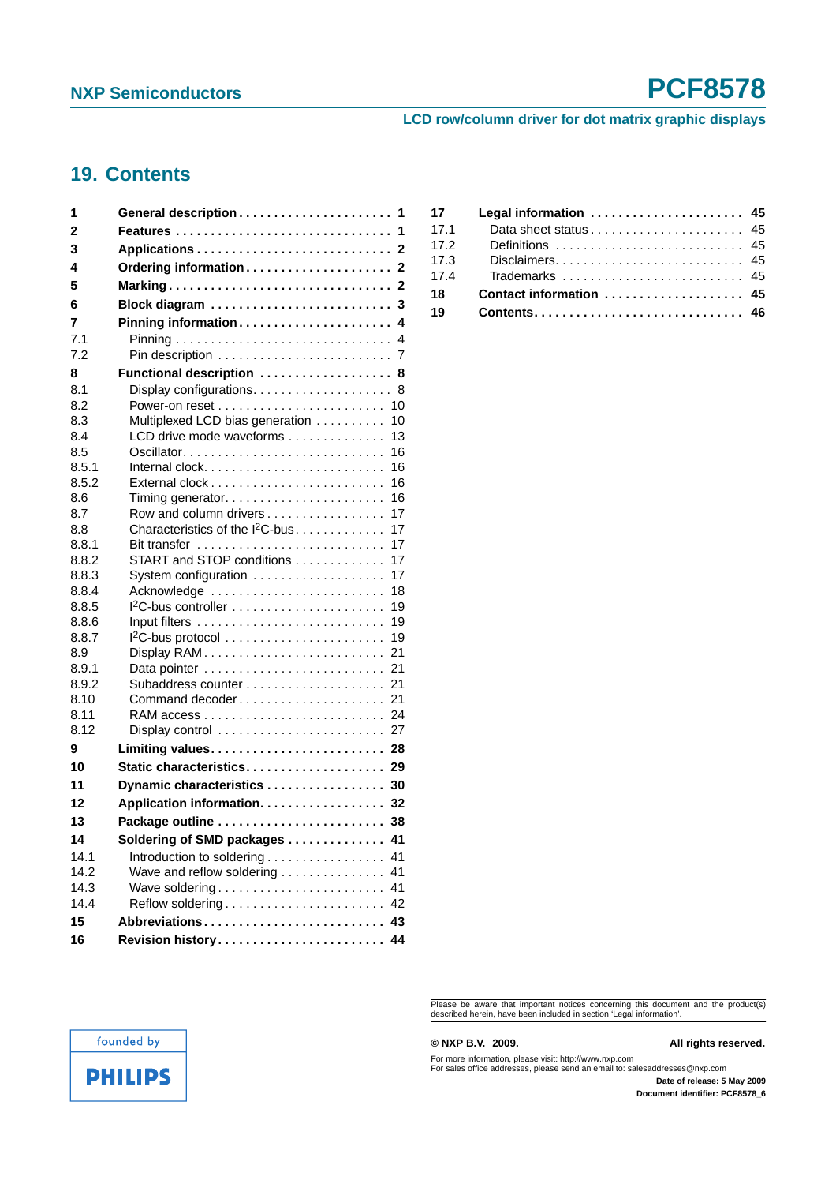## 19. Contents

| | | |
|---|---|---|
| **1** | **General description** | **1** |
| **2** | **Features** | **1** |
| **3** | **Applications** | **2** |
| **4** | **Ordering information** | **2** |
| **5** | **Marking** | **2** |
| **6** | **Block diagram** | **3** |
| **7** | **Pinning information** | **4** |
| 7.1 | Pinning | 4 |
| 7.2 | Pin description | 7 |
| **8** | **Functional description** | **8** |
| 8.1 | Display configurations | 8 |
| 8.2 | Power-on reset | 10 |
| 8.3 | Multiplexed LCD bias generation | 10 |
| 8.4 | LCD drive mode waveforms | 13 |
| 8.5 | Oscillator | 16 |
| 8.5.1 | Internal clock | 16 |
| 8.5.2 | External clock | 16 |
| 8.6 | Timing generator | 16 |
| 8.7 | Row and column drivers | 17 |
| 8.8 | Characteristics of the I$^2$C-bus | 17 |
| 8.8.1 | Bit transfer | 17 |
| 8.8.2 | START and STOP conditions | 17 |
| 8.8.3 | System configuration | 17 |
| 8.8.4 | Acknowledge | 18 |
| 8.8.5 | I$^2$C-bus controller | 19 |
| 8.8.6 | Input filters | 19 |
| 8.8.7 | I$^2$C-bus protocol | 19 |
| 8.9 | Display RAM | 21 |
| 8.9.1 | Data pointer | 21 |
| 8.9.2 | Subaddress counter | 21 |
| 8.10 | Command decoder | 21 |
| 8.11 | RAM access | 24 |
| 8.12 | Display control | 27 |
| **9** | **Limiting values** | **28** |
| **10** | **Static characteristics** | **29** |
| **11** | **Dynamic characteristics** | **30** |
| **12** | **Application information** | **32** |
| **13** | **Package outline** | **38** |
| **14** | **Soldering of SMD packages** | **41** |
| 14.1 | Introduction to soldering | 41 |
| 14.2 | Wave and reflow soldering | 41 |
| 14.3 | Wave soldering | 41 |
| 14.4 | Reflow soldering | 42 |
| **15** | **Abbreviations** | **43** |
| **16** | **Revision history** | **44** |
| **17** | **Legal information** | **45** |
| 17.1 | Data sheet status | 45 |
| 17.2 | Definitions | 45 |
| 17.3 | Disclaimers | 45 |
| 17.4 | Trademarks | 45 |
| **18** | **Contact information** | **45** |
| **19** | **Contents** | **46** |

Please be aware that important notices concerning this document and the product(s) described herein, have been included in section 'Legal information'.

**© NXP B.V. 2009. All rights reserved.**

For more information, please visit: http://www.nxp.com
For sales office addresses, please send an email to: salesaddresses@nxp.com

**Date of release: 5 May 2009**
**Document identifier: PCF8578_6**

founded by PHILIPS